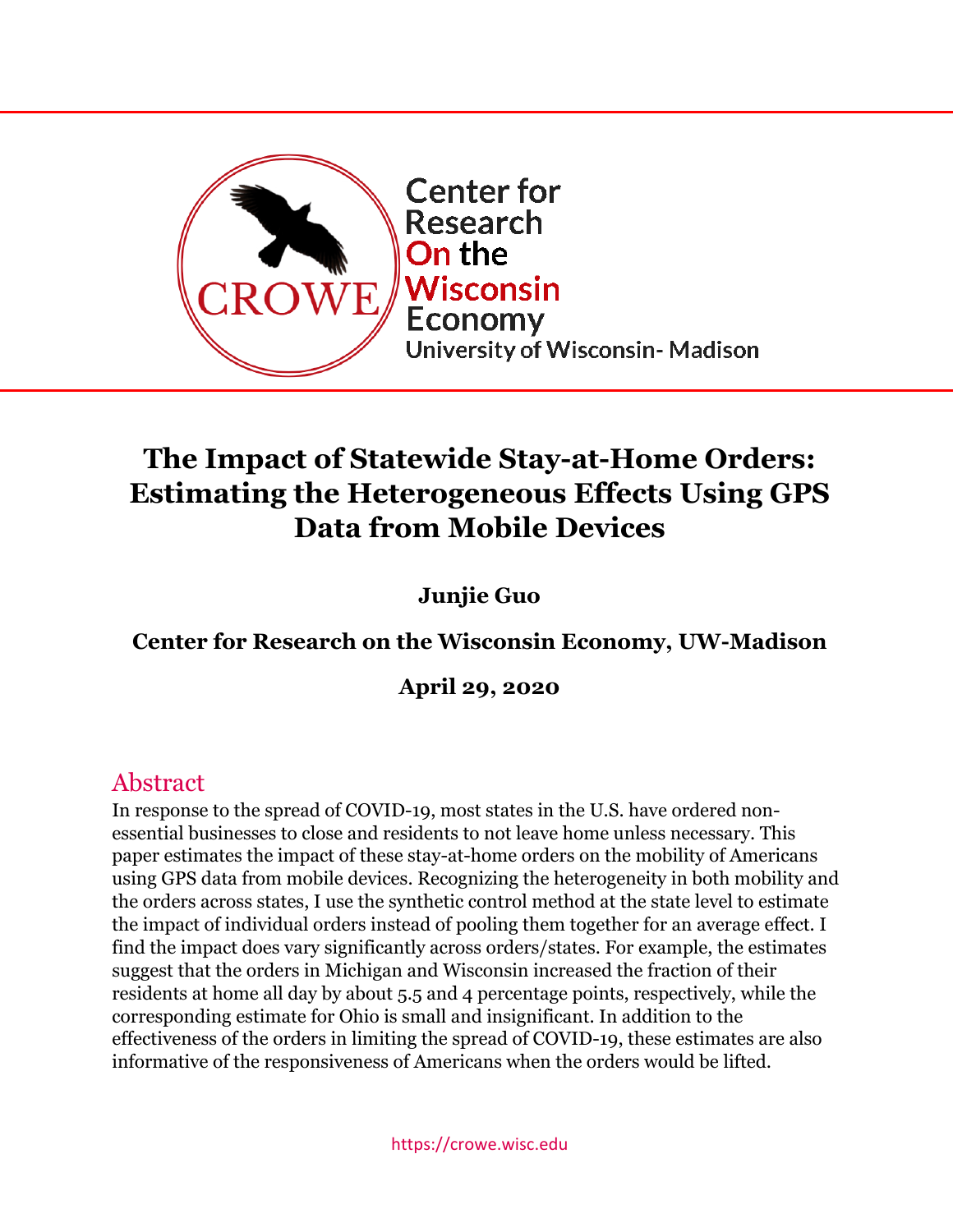Center for Research On the Wisconsin Economy
University of Wisconsin- Madison

# The Impact of Statewide Stay-at-Home Orders: Estimating the Heterogeneous Effects Using GPS Data from Mobile Devices

**Junjie Guo**

**Center for Research on the Wisconsin Economy, UW-Madison**

**April 29, 2020**

## Abstract

In response to the spread of COVID-19, most states in the U.S. have ordered non-essential businesses to close and residents to not leave home unless necessary. This paper estimates the impact of these stay-at-home orders on the mobility of Americans using GPS data from mobile devices. Recognizing the heterogeneity in both mobility and the orders across states, I use the synthetic control method at the state level to estimate the impact of individual orders instead of pooling them together for an average effect. I find the impact does vary significantly across orders/states. For example, the estimates suggest that the orders in Michigan and Wisconsin increased the fraction of their residents at home all day by about 5.5 and 4 percentage points, respectively, while the corresponding estimate for Ohio is small and insignificant. In addition to the effectiveness of the orders in limiting the spread of COVID-19, these estimates are also informative of the responsiveness of Americans when the orders would be lifted.

https://crowe.wisc.edu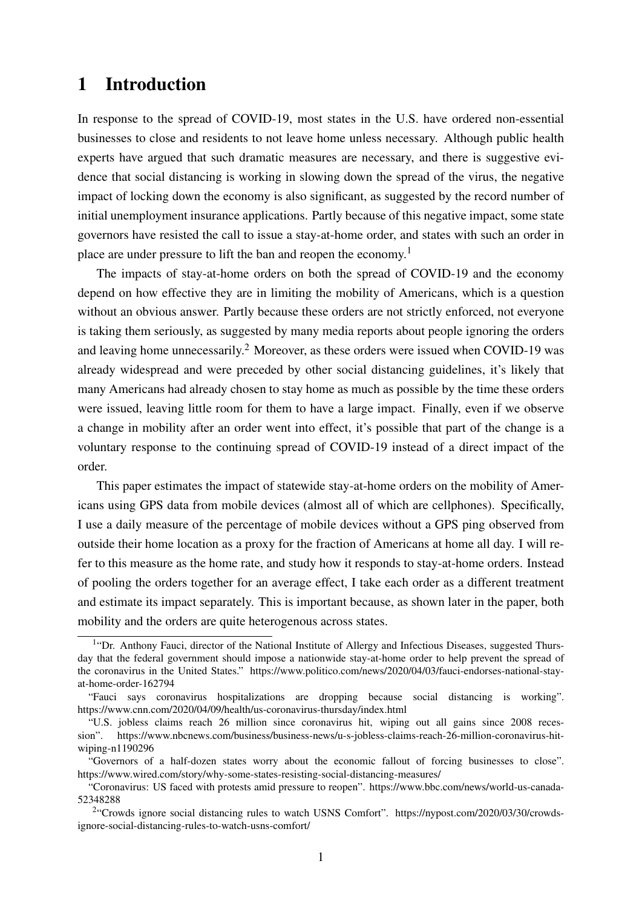# 1 Introduction

In response to the spread of COVID-19, most states in the U.S. have ordered non-essential businesses to close and residents to not leave home unless necessary. Although public health experts have argued that such dramatic measures are necessary, and there is suggestive evidence that social distancing is working in slowing down the spread of the virus, the negative impact of locking down the economy is also significant, as suggested by the record number of initial unemployment insurance applications. Partly because of this negative impact, some state governors have resisted the call to issue a stay-at-home order, and states with such an order in place are under pressure to lift the ban and reopen the economy.[1]

The impacts of stay-at-home orders on both the spread of COVID-19 and the economy depend on how effective they are in limiting the mobility of Americans, which is a question without an obvious answer. Partly because these orders are not strictly enforced, not everyone is taking them seriously, as suggested by many media reports about people ignoring the orders and leaving home unnecessarily.[2] Moreover, as these orders were issued when COVID-19 was already widespread and were preceded by other social distancing guidelines, it's likely that many Americans had already chosen to stay home as much as possible by the time these orders were issued, leaving little room for them to have a large impact. Finally, even if we observe a change in mobility after an order went into effect, it's possible that part of the change is a voluntary response to the continuing spread of COVID-19 instead of a direct impact of the order.

This paper estimates the impact of statewide stay-at-home orders on the mobility of Americans using GPS data from mobile devices (almost all of which are cellphones). Specifically, I use a daily measure of the percentage of mobile devices without a GPS ping observed from outside their home location as a proxy for the fraction of Americans at home all day. I will refer to this measure as the home rate, and study how it responds to stay-at-home orders. Instead of pooling the orders together for an average effect, I take each order as a different treatment and estimate its impact separately. This is important because, as shown later in the paper, both mobility and the orders are quite heterogenous across states.

[1] "Dr. Anthony Fauci, director of the National Institute of Allergy and Infectious Diseases, suggested Thursday that the federal government should impose a nationwide stay-at-home order to help prevent the spread of the coronavirus in the United States." https://www.politico.com/news/2020/04/03/fauci-endorses-national-stay-at-home-order-162794

"Fauci says coronavirus hospitalizations are dropping because social distancing is working". https://www.cnn.com/2020/04/09/health/us-coronavirus-thursday/index.html

"U.S. jobless claims reach 26 million since coronavirus hit, wiping out all gains since 2008 recession". https://www.nbcnews.com/business/business-news/u-s-jobless-claims-reach-26-million-coronavirus-hit-wiping-n1190296

"Governors of a half-dozen states worry about the economic fallout of forcing businesses to close". https://www.wired.com/story/why-some-states-resisting-social-distancing-measures/

"Coronavirus: US faced with protests amid pressure to reopen". https://www.bbc.com/news/world-us-canada-52348288

[2] "Crowds ignore social distancing rules to watch USNS Comfort". https://nypost.com/2020/03/30/crowds-ignore-social-distancing-rules-to-watch-usns-comfort/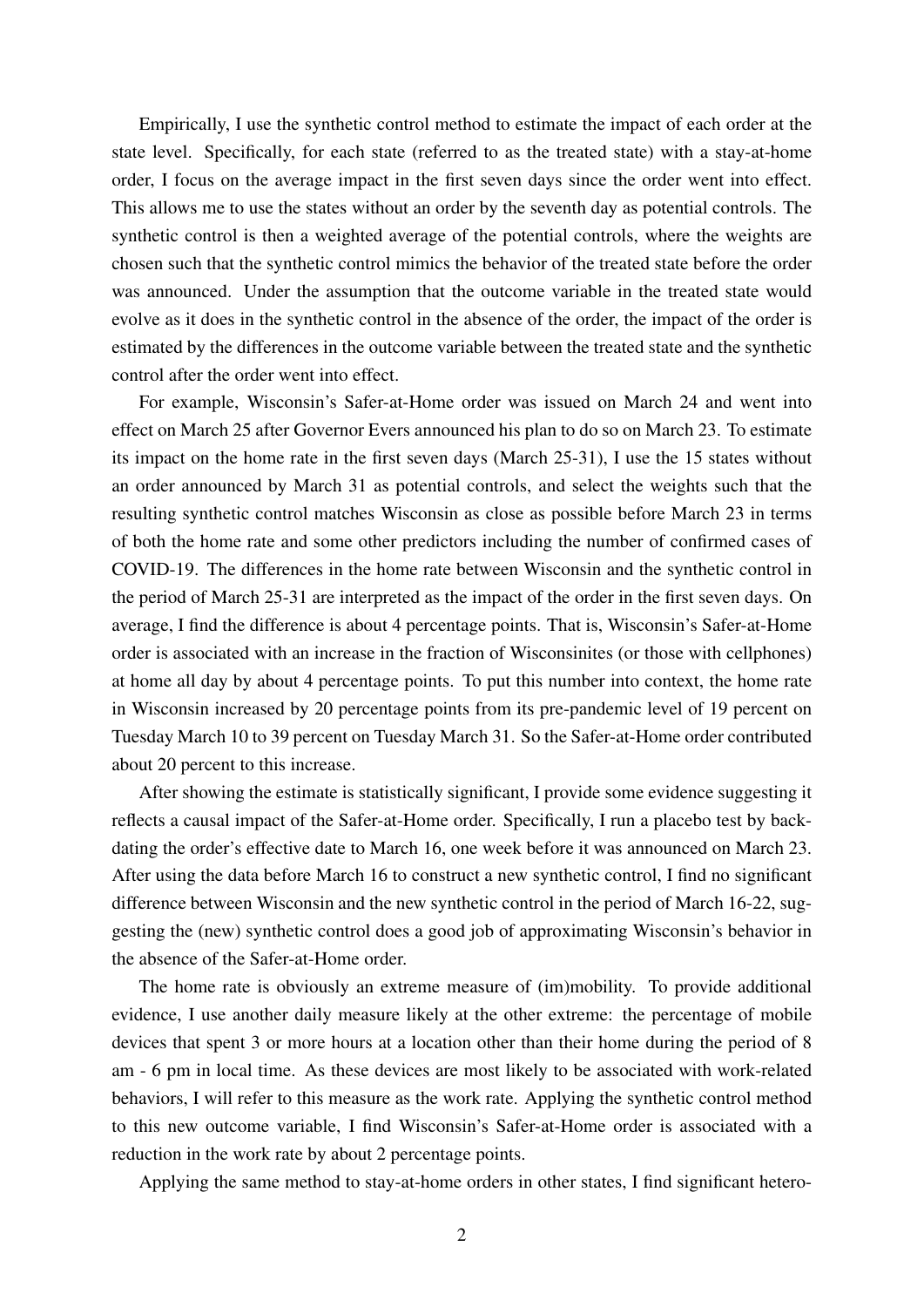Empirically, I use the synthetic control method to estimate the impact of each order at the state level. Specifically, for each state (referred to as the treated state) with a stay-at-home order, I focus on the average impact in the first seven days since the order went into effect. This allows me to use the states without an order by the seventh day as potential controls. The synthetic control is then a weighted average of the potential controls, where the weights are chosen such that the synthetic control mimics the behavior of the treated state before the order was announced. Under the assumption that the outcome variable in the treated state would evolve as it does in the synthetic control in the absence of the order, the impact of the order is estimated by the differences in the outcome variable between the treated state and the synthetic control after the order went into effect.

For example, Wisconsin's Safer-at-Home order was issued on March 24 and went into effect on March 25 after Governor Evers announced his plan to do so on March 23. To estimate its impact on the home rate in the first seven days (March 25-31), I use the 15 states without an order announced by March 31 as potential controls, and select the weights such that the resulting synthetic control matches Wisconsin as close as possible before March 23 in terms of both the home rate and some other predictors including the number of confirmed cases of COVID-19. The differences in the home rate between Wisconsin and the synthetic control in the period of March 25-31 are interpreted as the impact of the order in the first seven days. On average, I find the difference is about 4 percentage points. That is, Wisconsin's Safer-at-Home order is associated with an increase in the fraction of Wisconsinites (or those with cellphones) at home all day by about 4 percentage points. To put this number into context, the home rate in Wisconsin increased by 20 percentage points from its pre-pandemic level of 19 percent on Tuesday March 10 to 39 percent on Tuesday March 31. So the Safer-at-Home order contributed about 20 percent to this increase.

After showing the estimate is statistically significant, I provide some evidence suggesting it reflects a causal impact of the Safer-at-Home order. Specifically, I run a placebo test by back-dating the order's effective date to March 16, one week before it was announced on March 23. After using the data before March 16 to construct a new synthetic control, I find no significant difference between Wisconsin and the new synthetic control in the period of March 16-22, suggesting the (new) synthetic control does a good job of approximating Wisconsin's behavior in the absence of the Safer-at-Home order.

The home rate is obviously an extreme measure of (im)mobility. To provide additional evidence, I use another daily measure likely at the other extreme: the percentage of mobile devices that spent 3 or more hours at a location other than their home during the period of 8 am - 6 pm in local time. As these devices are most likely to be associated with work-related behaviors, I will refer to this measure as the work rate. Applying the synthetic control method to this new outcome variable, I find Wisconsin's Safer-at-Home order is associated with a reduction in the work rate by about 2 percentage points.

Applying the same method to stay-at-home orders in other states, I find significant hetero-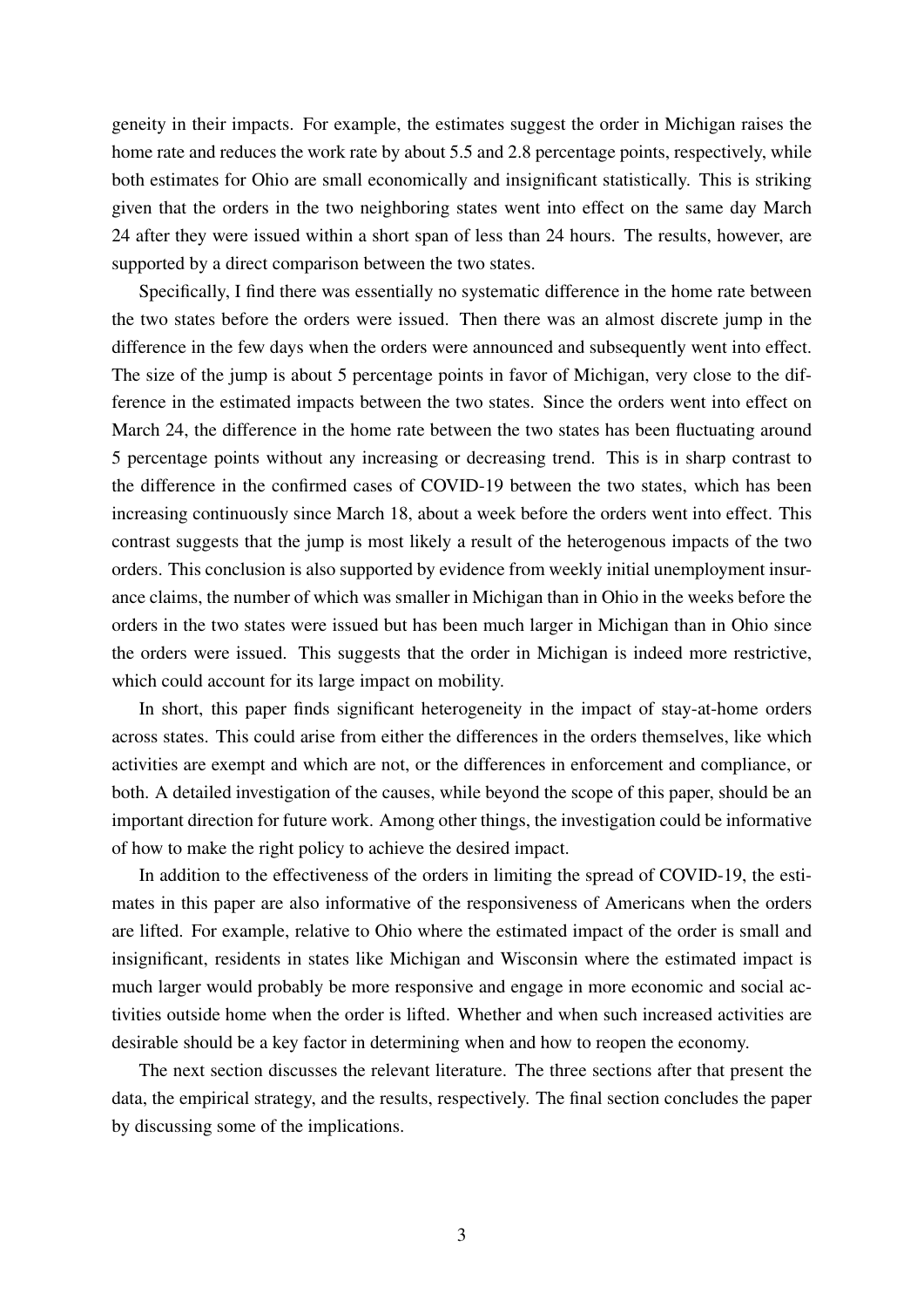geneity in their impacts. For example, the estimates suggest the order in Michigan raises the home rate and reduces the work rate by about 5.5 and 2.8 percentage points, respectively, while both estimates for Ohio are small economically and insignificant statistically. This is striking given that the orders in the two neighboring states went into effect on the same day March 24 after they were issued within a short span of less than 24 hours. The results, however, are supported by a direct comparison between the two states.

Specifically, I find there was essentially no systematic difference in the home rate between the two states before the orders were issued. Then there was an almost discrete jump in the difference in the few days when the orders were announced and subsequently went into effect. The size of the jump is about 5 percentage points in favor of Michigan, very close to the difference in the estimated impacts between the two states. Since the orders went into effect on March 24, the difference in the home rate between the two states has been fluctuating around 5 percentage points without any increasing or decreasing trend. This is in sharp contrast to the difference in the confirmed cases of COVID-19 between the two states, which has been increasing continuously since March 18, about a week before the orders went into effect. This contrast suggests that the jump is most likely a result of the heterogenous impacts of the two orders. This conclusion is also supported by evidence from weekly initial unemployment insurance claims, the number of which was smaller in Michigan than in Ohio in the weeks before the orders in the two states were issued but has been much larger in Michigan than in Ohio since the orders were issued. This suggests that the order in Michigan is indeed more restrictive, which could account for its large impact on mobility.

In short, this paper finds significant heterogeneity in the impact of stay-at-home orders across states. This could arise from either the differences in the orders themselves, like which activities are exempt and which are not, or the differences in enforcement and compliance, or both. A detailed investigation of the causes, while beyond the scope of this paper, should be an important direction for future work. Among other things, the investigation could be informative of how to make the right policy to achieve the desired impact.

In addition to the effectiveness of the orders in limiting the spread of COVID-19, the estimates in this paper are also informative of the responsiveness of Americans when the orders are lifted. For example, relative to Ohio where the estimated impact of the order is small and insignificant, residents in states like Michigan and Wisconsin where the estimated impact is much larger would probably be more responsive and engage in more economic and social activities outside home when the order is lifted. Whether and when such increased activities are desirable should be a key factor in determining when and how to reopen the economy.

The next section discusses the relevant literature. The three sections after that present the data, the empirical strategy, and the results, respectively. The final section concludes the paper by discussing some of the implications.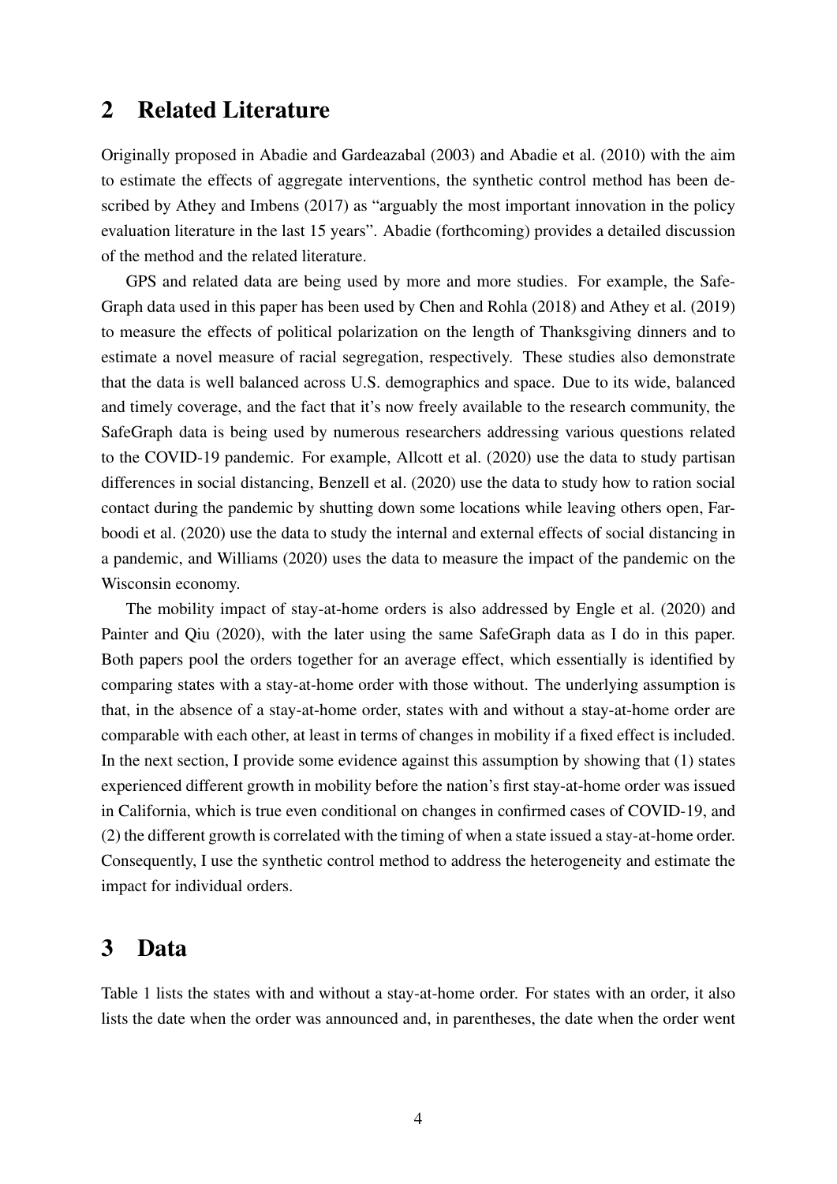## 2 Related Literature

Originally proposed in Abadie and Gardeazabal (2003) and Abadie et al. (2010) with the aim to estimate the effects of aggregate interventions, the synthetic control method has been described by Athey and Imbens (2017) as "arguably the most important innovation in the policy evaluation literature in the last 15 years". Abadie (forthcoming) provides a detailed discussion of the method and the related literature.

GPS and related data are being used by more and more studies. For example, the SafeGraph data used in this paper has been used by Chen and Rohla (2018) and Athey et al. (2019) to measure the effects of political polarization on the length of Thanksgiving dinners and to estimate a novel measure of racial segregation, respectively. These studies also demonstrate that the data is well balanced across U.S. demographics and space. Due to its wide, balanced and timely coverage, and the fact that it's now freely available to the research community, the SafeGraph data is being used by numerous researchers addressing various questions related to the COVID-19 pandemic. For example, Allcott et al. (2020) use the data to study partisan differences in social distancing, Benzell et al. (2020) use the data to study how to ration social contact during the pandemic by shutting down some locations while leaving others open, Farboodi et al. (2020) use the data to study the internal and external effects of social distancing in a pandemic, and Williams (2020) uses the data to measure the impact of the pandemic on the Wisconsin economy.

The mobility impact of stay-at-home orders is also addressed by Engle et al. (2020) and Painter and Qiu (2020), with the later using the same SafeGraph data as I do in this paper. Both papers pool the orders together for an average effect, which essentially is identified by comparing states with a stay-at-home order with those without. The underlying assumption is that, in the absence of a stay-at-home order, states with and without a stay-at-home order are comparable with each other, at least in terms of changes in mobility if a fixed effect is included. In the next section, I provide some evidence against this assumption by showing that (1) states experienced different growth in mobility before the nation's first stay-at-home order was issued in California, which is true even conditional on changes in confirmed cases of COVID-19, and (2) the different growth is correlated with the timing of when a state issued a stay-at-home order. Consequently, I use the synthetic control method to address the heterogeneity and estimate the impact for individual orders.

## 3 Data

Table 1 lists the states with and without a stay-at-home order. For states with an order, it also lists the date when the order was announced and, in parentheses, the date when the order went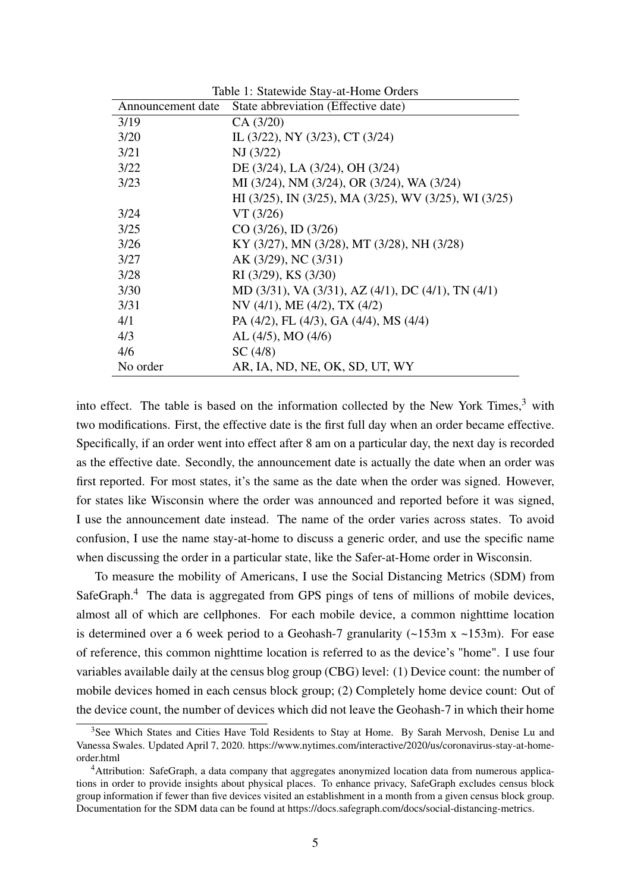Table 1: Statewide Stay-at-Home Orders

| Announcement date | State abbreviation (Effective date) |
|---|---|
| 3/19 | CA (3/20) |
| 3/20 | IL (3/22), NY (3/23), CT (3/24) |
| 3/21 | NJ (3/22) |
| 3/22 | DE (3/24), LA (3/24), OH (3/24) |
| 3/23 | MI (3/24), NM (3/24), OR (3/24), WA (3/24) |
| | HI (3/25), IN (3/25), MA (3/25), WV (3/25), WI (3/25) |
| 3/24 | VT (3/26) |
| 3/25 | CO (3/26), ID (3/26) |
| 3/26 | KY (3/27), MN (3/28), MT (3/28), NH (3/28) |
| 3/27 | AK (3/29), NC (3/31) |
| 3/28 | RI (3/29), KS (3/30) |
| 3/30 | MD (3/31), VA (3/31), AZ (4/1), DC (4/1), TN (4/1) |
| 3/31 | NV (4/1), ME (4/2), TX (4/2) |
| 4/1 | PA (4/2), FL (4/3), GA (4/4), MS (4/4) |
| 4/3 | AL (4/5), MO (4/6) |
| 4/6 | SC (4/8) |
| No order | AR, IA, ND, NE, OK, SD, UT, WY |

into effect. The table is based on the information collected by the New York Times,[3] with two modifications. First, the effective date is the first full day when an order became effective. Specifically, if an order went into effect after 8 am on a particular day, the next day is recorded as the effective date. Secondly, the announcement date is actually the date when an order was first reported. For most states, it's the same as the date when the order was signed. However, for states like Wisconsin where the order was announced and reported before it was signed, I use the announcement date instead. The name of the order varies across states. To avoid confusion, I use the name stay-at-home to discuss a generic order, and use the specific name when discussing the order in a particular state, like the Safer-at-Home order in Wisconsin.

To measure the mobility of Americans, I use the Social Distancing Metrics (SDM) from SafeGraph.[4] The data is aggregated from GPS pings of tens of millions of mobile devices, almost all of which are cellphones. For each mobile device, a common nighttime location is determined over a 6 week period to a Geohash-7 granularity (~153m x ~153m). For ease of reference, this common nighttime location is referred to as the device's "home". I use four variables available daily at the census blog group (CBG) level: (1) Device count: the number of mobile devices homed in each census block group; (2) Completely home device count: Out of the device count, the number of devices which did not leave the Geohash-7 in which their home

[3] See Which States and Cities Have Told Residents to Stay at Home. By Sarah Mervosh, Denise Lu and Vanessa Swales. Updated April 7, 2020. https://www.nytimes.com/interactive/2020/us/coronavirus-stay-at-home-order.html

[4] Attribution: SafeGraph, a data company that aggregates anonymized location data from numerous applications in order to provide insights about physical places. To enhance privacy, SafeGraph excludes census block group information if fewer than five devices visited an establishment in a month from a given census block group. Documentation for the SDM data can be found at https://docs.safegraph.com/docs/social-distancing-metrics.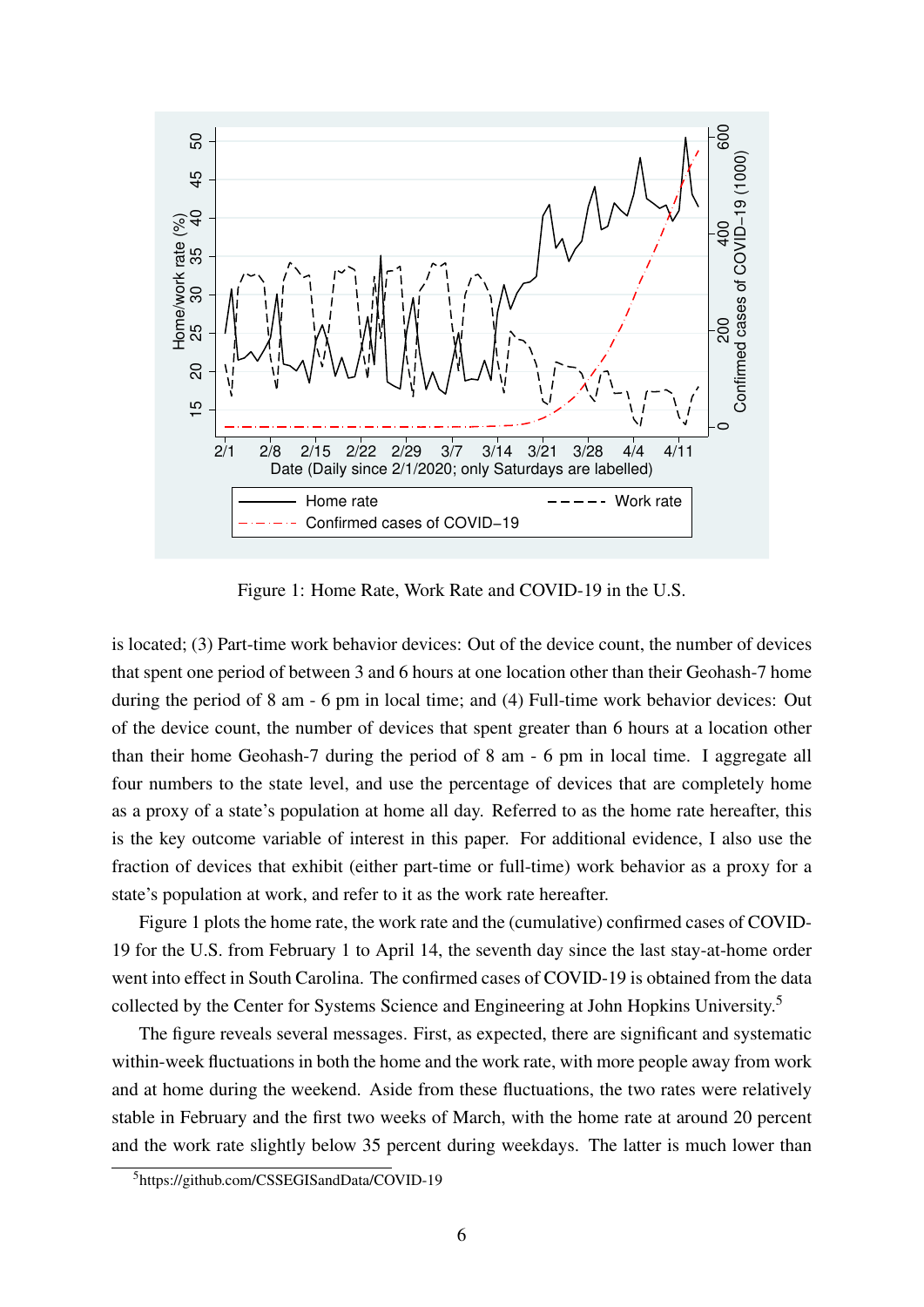Figure 1: Home Rate, Work Rate and COVID-19 in the U.S.

is located; (3) Part-time work behavior devices: Out of the device count, the number of devices that spent one period of between 3 and 6 hours at one location other than their Geohash-7 home during the period of 8 am - 6 pm in local time; and (4) Full-time work behavior devices: Out of the device count, the number of devices that spent greater than 6 hours at a location other than their home Geohash-7 during the period of 8 am - 6 pm in local time. I aggregate all four numbers to the state level, and use the percentage of devices that are completely home as a proxy of a state's population at home all day. Referred to as the home rate hereafter, this is the key outcome variable of interest in this paper. For additional evidence, I also use the fraction of devices that exhibit (either part-time or full-time) work behavior as a proxy for a state's population at work, and refer to it as the work rate hereafter.

Figure 1 plots the home rate, the work rate and the (cumulative) confirmed cases of COVID-19 for the U.S. from February 1 to April 14, the seventh day since the last stay-at-home order went into effect in South Carolina. The confirmed cases of COVID-19 is obtained from the data collected by the Center for Systems Science and Engineering at John Hopkins University.[5]

The figure reveals several messages. First, as expected, there are significant and systematic within-week fluctuations in both the home and the work rate, with more people away from work and at home during the weekend. Aside from these fluctuations, the two rates were relatively stable in February and the first two weeks of March, with the home rate at around 20 percent and the work rate slightly below 35 percent during weekdays. The latter is much lower than

[5] https://github.com/CSSEGISandData/COVID-19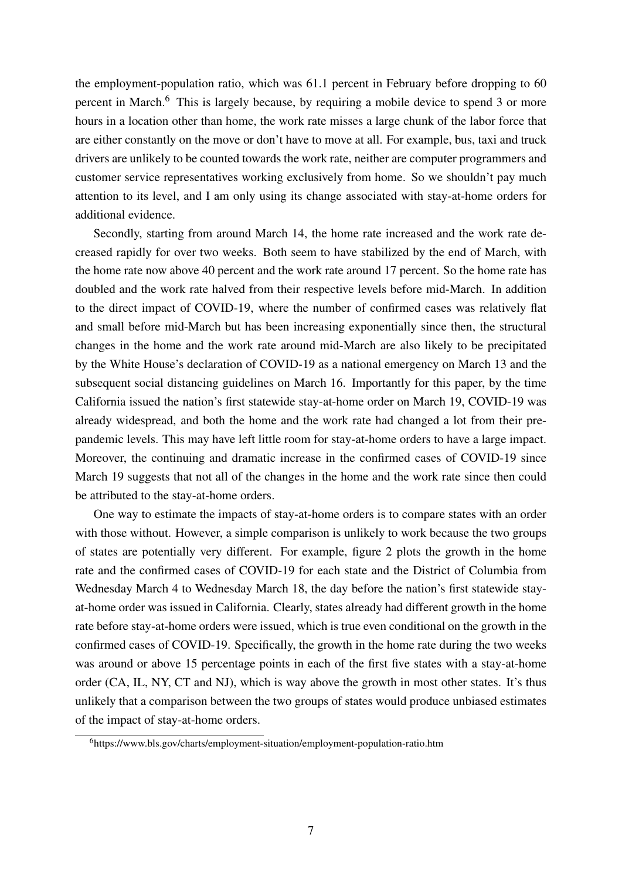the employment-population ratio, which was 61.1 percent in February before dropping to 60 percent in March.[6] This is largely because, by requiring a mobile device to spend 3 or more hours in a location other than home, the work rate misses a large chunk of the labor force that are either constantly on the move or don't have to move at all. For example, bus, taxi and truck drivers are unlikely to be counted towards the work rate, neither are computer programmers and customer service representatives working exclusively from home. So we shouldn't pay much attention to its level, and I am only using its change associated with stay-at-home orders for additional evidence.

Secondly, starting from around March 14, the home rate increased and the work rate decreased rapidly for over two weeks. Both seem to have stabilized by the end of March, with the home rate now above 40 percent and the work rate around 17 percent. So the home rate has doubled and the work rate halved from their respective levels before mid-March. In addition to the direct impact of COVID-19, where the number of confirmed cases was relatively flat and small before mid-March but has been increasing exponentially since then, the structural changes in the home and the work rate around mid-March are also likely to be precipitated by the White House's declaration of COVID-19 as a national emergency on March 13 and the subsequent social distancing guidelines on March 16. Importantly for this paper, by the time California issued the nation's first statewide stay-at-home order on March 19, COVID-19 was already widespread, and both the home and the work rate had changed a lot from their pre-pandemic levels. This may have left little room for stay-at-home orders to have a large impact. Moreover, the continuing and dramatic increase in the confirmed cases of COVID-19 since March 19 suggests that not all of the changes in the home and the work rate since then could be attributed to the stay-at-home orders.

One way to estimate the impacts of stay-at-home orders is to compare states with an order with those without. However, a simple comparison is unlikely to work because the two groups of states are potentially very different. For example, figure 2 plots the growth in the home rate and the confirmed cases of COVID-19 for each state and the District of Columbia from Wednesday March 4 to Wednesday March 18, the day before the nation's first statewide stay-at-home order was issued in California. Clearly, states already had different growth in the home rate before stay-at-home orders were issued, which is true even conditional on the growth in the confirmed cases of COVID-19. Specifically, the growth in the home rate during the two weeks was around or above 15 percentage points in each of the first five states with a stay-at-home order (CA, IL, NY, CT and NJ), which is way above the growth in most other states. It's thus unlikely that a comparison between the two groups of states would produce unbiased estimates of the impact of stay-at-home orders.

[6] https://www.bls.gov/charts/employment-situation/employment-population-ratio.htm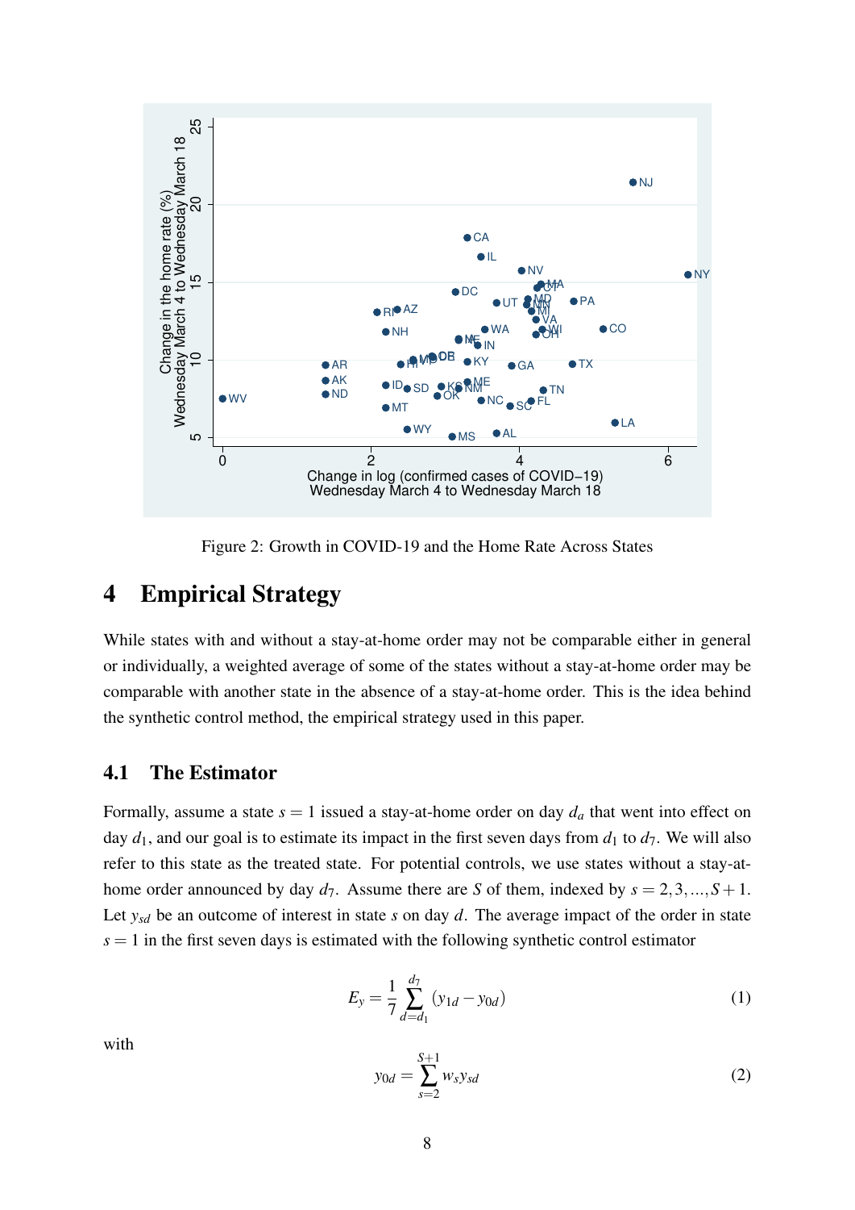Figure 2: Growth in COVID-19 and the Home Rate Across States

# 4 Empirical Strategy

While states with and without a stay-at-home order may not be comparable either in general or individually, a weighted average of some of the states without a stay-at-home order may be comparable with another state in the absence of a stay-at-home order. This is the idea behind the synthetic control method, the empirical strategy used in this paper.

## 4.1 The Estimator

Formally, assume a state $s = 1$ issued a stay-at-home order on day $d_a$ that went into effect on day $d_1$, and our goal is to estimate its impact in the first seven days from $d_1$ to $d_7$. We will also refer to this state as the treated state. For potential controls, we use states without a stay-at-home order announced by day $d_7$. Assume there are $S$ of them, indexed by $s = 2, 3, ..., S+1$. Let $y_{sd}$ be an outcome of interest in state $s$ on day $d$. The average impact of the order in state $s = 1$ in the first seven days is estimated with the following synthetic control estimator

$$E_y = \frac{1}{7} \sum_{d=d_1}^{d_7} (y_{1d} - y_{0d}) \tag{1}$$

with

$$y_{0d} = \sum_{s=2}^{S+1} w_s y_{sd} \tag{2}$$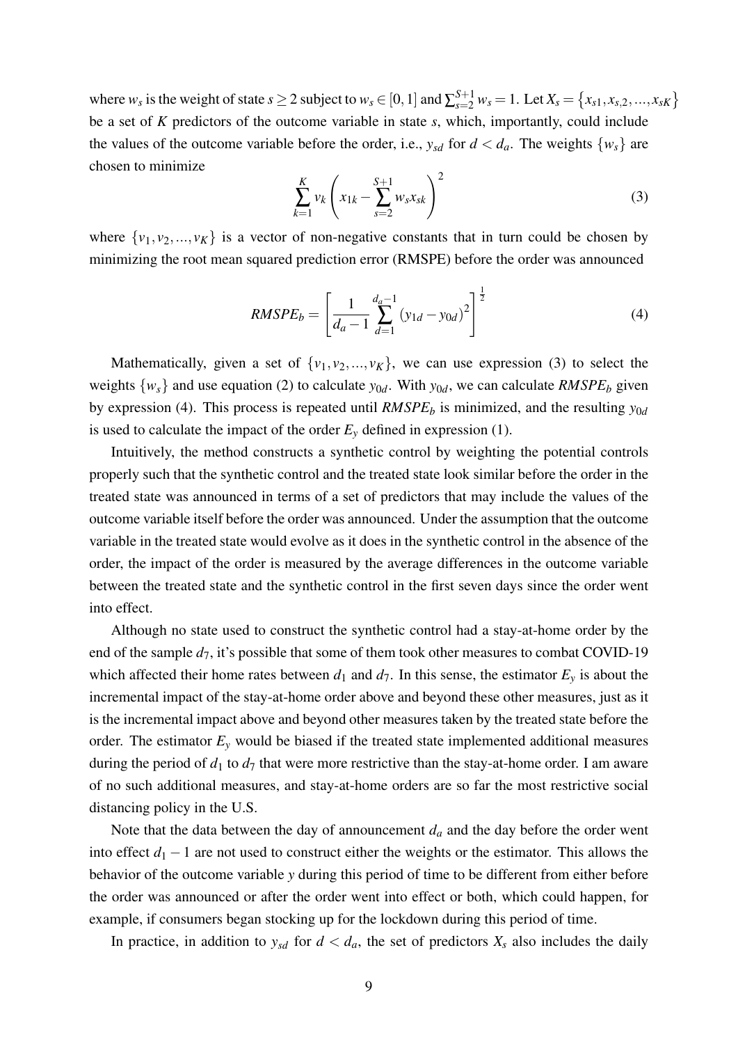where $w_s$ is the weight of state $s \geq 2$ subject to $w_s \in [0,1]$ and $\sum_{s=2}^{S+1} w_s = 1$. Let $X_s = \{x_{s1}, x_{s,2}, ..., x_{sK}\}$ be a set of $K$ predictors of the outcome variable in state $s$, which, importantly, could include the values of the outcome variable before the order, i.e., $y_{sd}$ for $d < d_a$. The weights $\{w_s\}$ are chosen to minimize

$$\sum_{k=1}^{K} v_k \left( x_{1k} - \sum_{s=2}^{S+1} w_s x_{sk} \right)^2 \tag{3}$$

where $\{v_1, v_2, ..., v_K\}$ is a vector of non-negative constants that in turn could be chosen by minimizing the root mean squared prediction error (RMSPE) before the order was announced

$$RMSPE_b = \left[ \frac{1}{d_a - 1} \sum_{d=1}^{d_a - 1} (y_{1d} - y_{0d})^2 \right]^{\frac{1}{2}} \tag{4}$$

Mathematically, given a set of $\{v_1, v_2, ..., v_K\}$, we can use expression (3) to select the weights $\{w_s\}$ and use equation (2) to calculate $y_{0d}$. With $y_{0d}$, we can calculate $RMSPE_b$ given by expression (4). This process is repeated until $RMSPE_b$ is minimized, and the resulting $y_{0d}$ is used to calculate the impact of the order $E_y$ defined in expression (1).

Intuitively, the method constructs a synthetic control by weighting the potential controls properly such that the synthetic control and the treated state look similar before the order in the treated state was announced in terms of a set of predictors that may include the values of the outcome variable itself before the order was announced. Under the assumption that the outcome variable in the treated state would evolve as it does in the synthetic control in the absence of the order, the impact of the order is measured by the average differences in the outcome variable between the treated state and the synthetic control in the first seven days since the order went into effect.

Although no state used to construct the synthetic control had a stay-at-home order by the end of the sample $d_7$, it's possible that some of them took other measures to combat COVID-19 which affected their home rates between $d_1$ and $d_7$. In this sense, the estimator $E_y$ is about the incremental impact of the stay-at-home order above and beyond these other measures, just as it is the incremental impact above and beyond other measures taken by the treated state before the order. The estimator $E_y$ would be biased if the treated state implemented additional measures during the period of $d_1$ to $d_7$ that were more restrictive than the stay-at-home order. I am aware of no such additional measures, and stay-at-home orders are so far the most restrictive social distancing policy in the U.S.

Note that the data between the day of announcement $d_a$ and the day before the order went into effect $d_1 - 1$ are not used to construct either the weights or the estimator. This allows the behavior of the outcome variable $y$ during this period of time to be different from either before the order was announced or after the order went into effect or both, which could happen, for example, if consumers began stocking up for the lockdown during this period of time.

In practice, in addition to $y_{sd}$ for $d < d_a$, the set of predictors $X_s$ also includes the daily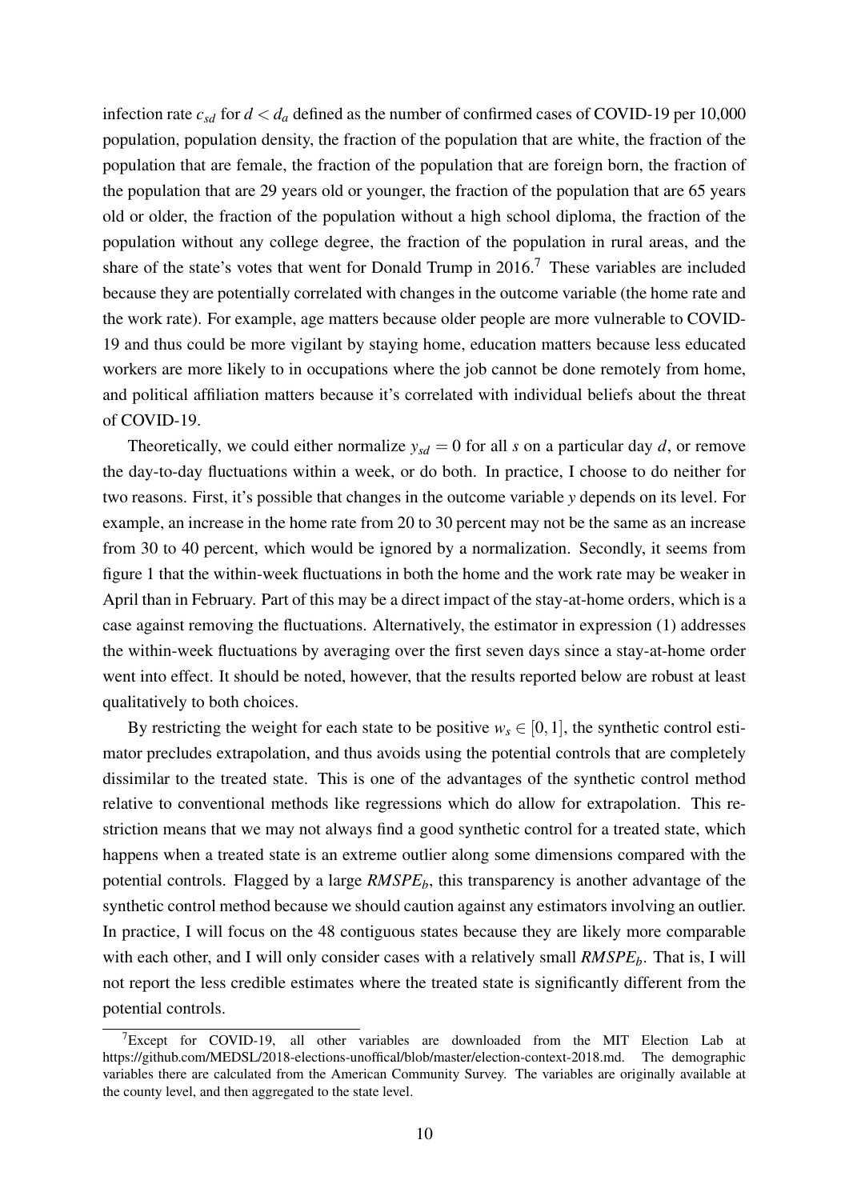infection rate $c_{sd}$ for $d < d_a$ defined as the number of confirmed cases of COVID-19 per 10,000 population, population density, the fraction of the population that are white, the fraction of the population that are female, the fraction of the population that are foreign born, the fraction of the population that are 29 years old or younger, the fraction of the population that are 65 years old or older, the fraction of the population without a high school diploma, the fraction of the population without any college degree, the fraction of the population in rural areas, and the share of the state's votes that went for Donald Trump in 2016.[7] These variables are included because they are potentially correlated with changes in the outcome variable (the home rate and the work rate). For example, age matters because older people are more vulnerable to COVID-19 and thus could be more vigilant by staying home, education matters because less educated workers are more likely to in occupations where the job cannot be done remotely from home, and political affiliation matters because it's correlated with individual beliefs about the threat of COVID-19.

Theoretically, we could either normalize $y_{sd} = 0$ for all $s$ on a particular day $d$, or remove the day-to-day fluctuations within a week, or do both. In practice, I choose to do neither for two reasons. First, it's possible that changes in the outcome variable $y$ depends on its level. For example, an increase in the home rate from 20 to 30 percent may not be the same as an increase from 30 to 40 percent, which would be ignored by a normalization. Secondly, it seems from figure 1 that the within-week fluctuations in both the home and the work rate may be weaker in April than in February. Part of this may be a direct impact of the stay-at-home orders, which is a case against removing the fluctuations. Alternatively, the estimator in expression (1) addresses the within-week fluctuations by averaging over the first seven days since a stay-at-home order went into effect. It should be noted, however, that the results reported below are robust at least qualitatively to both choices.

By restricting the weight for each state to be positive $w_s \in [0,1]$, the synthetic control estimator precludes extrapolation, and thus avoids using the potential controls that are completely dissimilar to the treated state. This is one of the advantages of the synthetic control method relative to conventional methods like regressions which do allow for extrapolation. This restriction means that we may not always find a good synthetic control for a treated state, which happens when a treated state is an extreme outlier along some dimensions compared with the potential controls. Flagged by a large $RMSPE_b$, this transparency is another advantage of the synthetic control method because we should caution against any estimators involving an outlier. In practice, I will focus on the 48 contiguous states because they are likely more comparable with each other, and I will only consider cases with a relatively small $RMSPE_b$. That is, I will not report the less credible estimates where the treated state is significantly different from the potential controls.

[7] Except for COVID-19, all other variables are downloaded from the MIT Election Lab at https://github.com/MEDSL/2018-elections-unoffical/blob/master/election-context-2018.md. The demographic variables there are calculated from the American Community Survey. The variables are originally available at the county level, and then aggregated to the state level.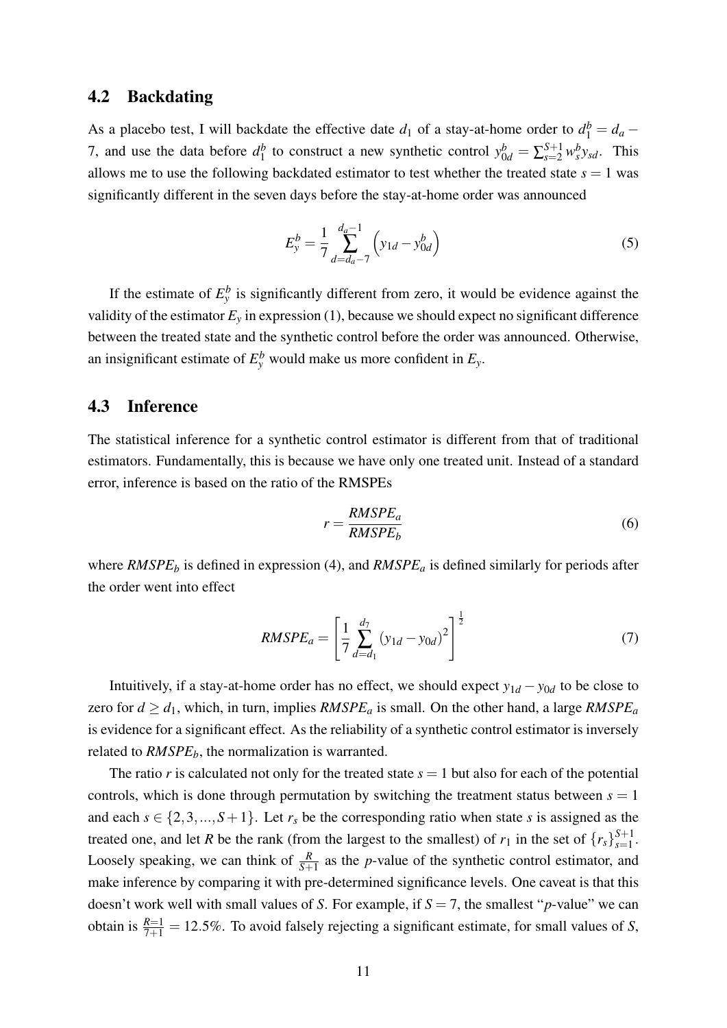### 4.2 Backdating

As a placebo test, I will backdate the effective date $d_1$ of a stay-at-home order to $d_1^b = d_a - 7$, and use the data before $d_1^b$ to construct a new synthetic control $y_{0d}^b = \sum_{s=2}^{S+1} w_s^b y_{sd}$. This allows me to use the following backdated estimator to test whether the treated state $s = 1$ was significantly different in the seven days before the stay-at-home order was announced

$$E_y^b = \frac{1}{7} \sum_{d=d_a-7}^{d_a-1} \left( y_{1d} - y_{0d}^b \right) \tag{5}$$

If the estimate of $E_y^b$ is significantly different from zero, it would be evidence against the validity of the estimator $E_y$ in expression (1), because we should expect no significant difference between the treated state and the synthetic control before the order was announced. Otherwise, an insignificant estimate of $E_y^b$ would make us more confident in $E_y$.

### 4.3 Inference

The statistical inference for a synthetic control estimator is different from that of traditional estimators. Fundamentally, this is because we have only one treated unit. Instead of a standard error, inference is based on the ratio of the RMSPEs

$$r = \frac{RMSPE_a}{RMSPE_b} \tag{6}$$

where $RMSPE_b$ is defined in expression (4), and $RMSPE_a$ is defined similarly for periods after the order went into effect

$$RMSPE_a = \left[ \frac{1}{7} \sum_{d=d_1}^{d_7} \left( y_{1d} - y_{0d} \right)^2 \right]^{\frac{1}{2}} \tag{7}$$

Intuitively, if a stay-at-home order has no effect, we should expect $y_{1d} - y_{0d}$ to be close to zero for $d \geq d_1$, which, in turn, implies $RMSPE_a$ is small. On the other hand, a large $RMSPE_a$ is evidence for a significant effect. As the reliability of a synthetic control estimator is inversely related to $RMSPE_b$, the normalization is warranted.

The ratio $r$ is calculated not only for the treated state $s = 1$ but also for each of the potential controls, which is done through permutation by switching the treatment status between $s = 1$ and each $s \in \{2, 3, ..., S+1\}$. Let $r_s$ be the corresponding ratio when state $s$ is assigned as the treated one, and let $R$ be the rank (from the largest to the smallest) of $r_1$ in the set of $\{r_s\}_{s=1}^{S+1}$. Loosely speaking, we can think of $\frac{R}{S+1}$ as the $p$-value of the synthetic control estimator, and make inference by comparing it with pre-determined significance levels. One caveat is that this doesn't work well with small values of $S$. For example, if $S = 7$, the smallest "$p$-value" we can obtain is $\frac{R=1}{7+1} = 12.5\%$. To avoid falsely rejecting a significant estimate, for small values of $S$,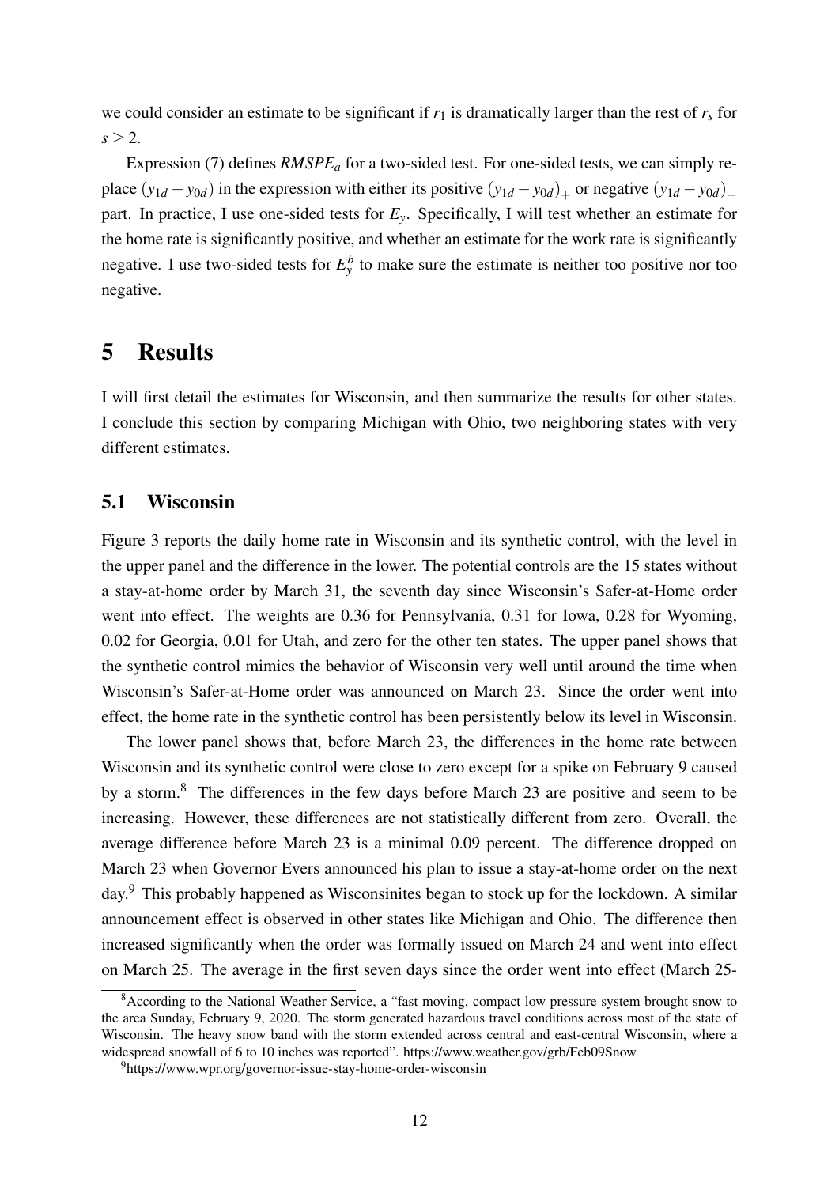we could consider an estimate to be significant if $r_1$ is dramatically larger than the rest of $r_s$ for $s \geq 2$.

Expression (7) defines $RMSPE_a$ for a two-sided test. For one-sided tests, we can simply replace $(y_{1d} - y_{0d})$ in the expression with either its positive $(y_{1d} - y_{0d})_+$ or negative $(y_{1d} - y_{0d})_-$ part. In practice, I use one-sided tests for $E_y$. Specifically, I will test whether an estimate for the home rate is significantly positive, and whether an estimate for the work rate is significantly negative. I use two-sided tests for $E_y^b$ to make sure the estimate is neither too positive nor too negative.

# 5 Results

I will first detail the estimates for Wisconsin, and then summarize the results for other states. I conclude this section by comparing Michigan with Ohio, two neighboring states with very different estimates.

## 5.1 Wisconsin

Figure 3 reports the daily home rate in Wisconsin and its synthetic control, with the level in the upper panel and the difference in the lower. The potential controls are the 15 states without a stay-at-home order by March 31, the seventh day since Wisconsin's Safer-at-Home order went into effect. The weights are 0.36 for Pennsylvania, 0.31 for Iowa, 0.28 for Wyoming, 0.02 for Georgia, 0.01 for Utah, and zero for the other ten states. The upper panel shows that the synthetic control mimics the behavior of Wisconsin very well until around the time when Wisconsin's Safer-at-Home order was announced on March 23. Since the order went into effect, the home rate in the synthetic control has been persistently below its level in Wisconsin.

The lower panel shows that, before March 23, the differences in the home rate between Wisconsin and its synthetic control were close to zero except for a spike on February 9 caused by a storm.[8] The differences in the few days before March 23 are positive and seem to be increasing. However, these differences are not statistically different from zero. Overall, the average difference before March 23 is a minimal 0.09 percent. The difference dropped on March 23 when Governor Evers announced his plan to issue a stay-at-home order on the next day.[9] This probably happened as Wisconsinites began to stock up for the lockdown. A similar announcement effect is observed in other states like Michigan and Ohio. The difference then increased significantly when the order was formally issued on March 24 and went into effect on March 25. The average in the first seven days since the order went into effect (March 25-

[8]According to the National Weather Service, a "fast moving, compact low pressure system brought snow to the area Sunday, February 9, 2020. The storm generated hazardous travel conditions across most of the state of Wisconsin. The heavy snow band with the storm extended across central and east-central Wisconsin, where a widespread snowfall of 6 to 10 inches was reported". https://www.weather.gov/grb/Feb09Snow

[9]https://www.wpr.org/governor-issue-stay-home-order-wisconsin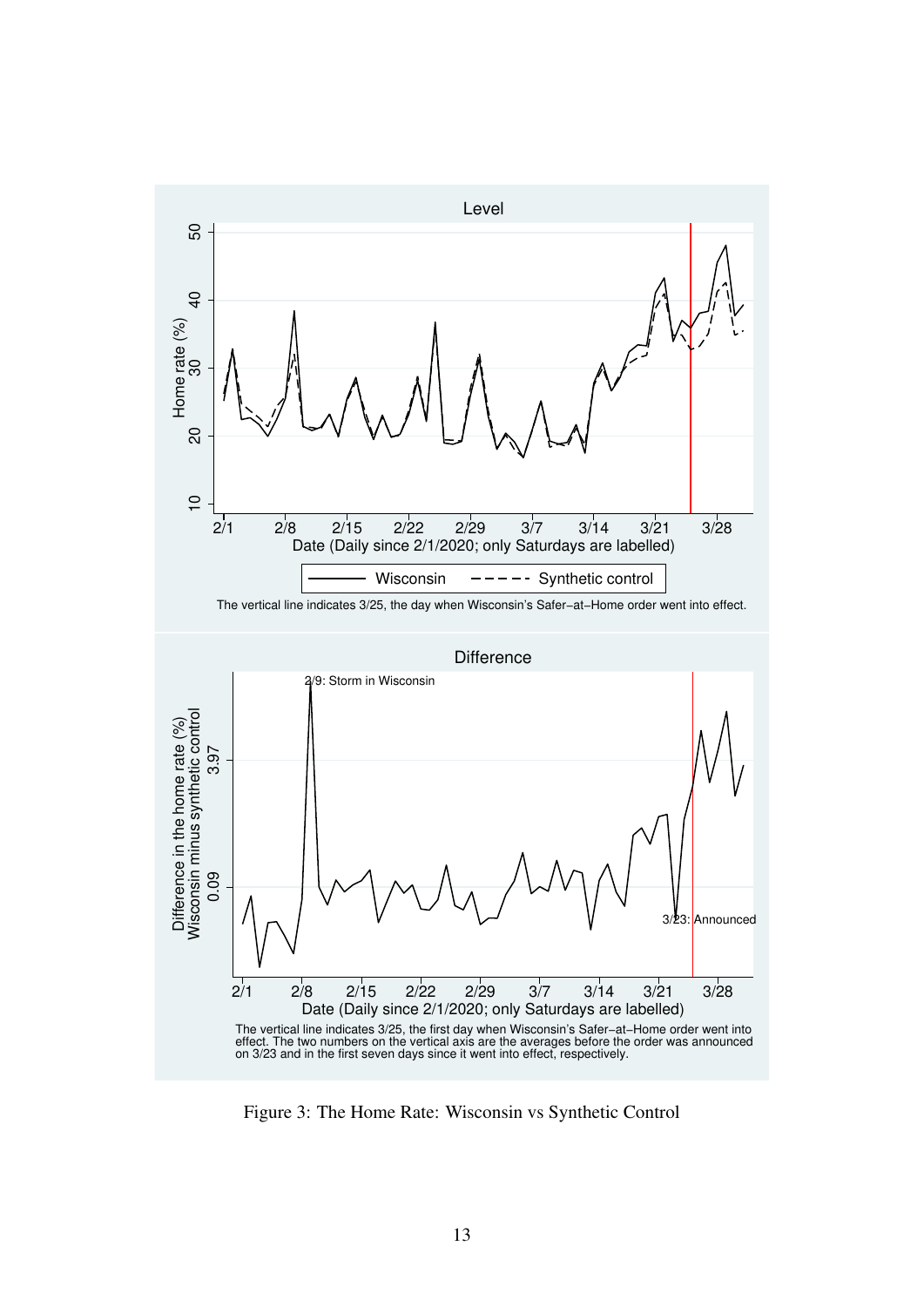Level

Home rate (%)

Wisconsin ---- Synthetic control

The vertical line indicates 3/25, the day when Wisconsin's Safer−at−Home order went into effect.

Difference

2/9: Storm in Wisconsin

3/23: Announced

Difference in the home rate (%) Wisconsin minus synthetic control

The vertical line indicates 3/25, the first day when Wisconsin's Safer−at−Home order went into effect. The two numbers on the vertical axis are the averages before the order was announced on 3/23 and in the first seven days since it went into effect, respectively.

Figure 3: The Home Rate: Wisconsin vs Synthetic Control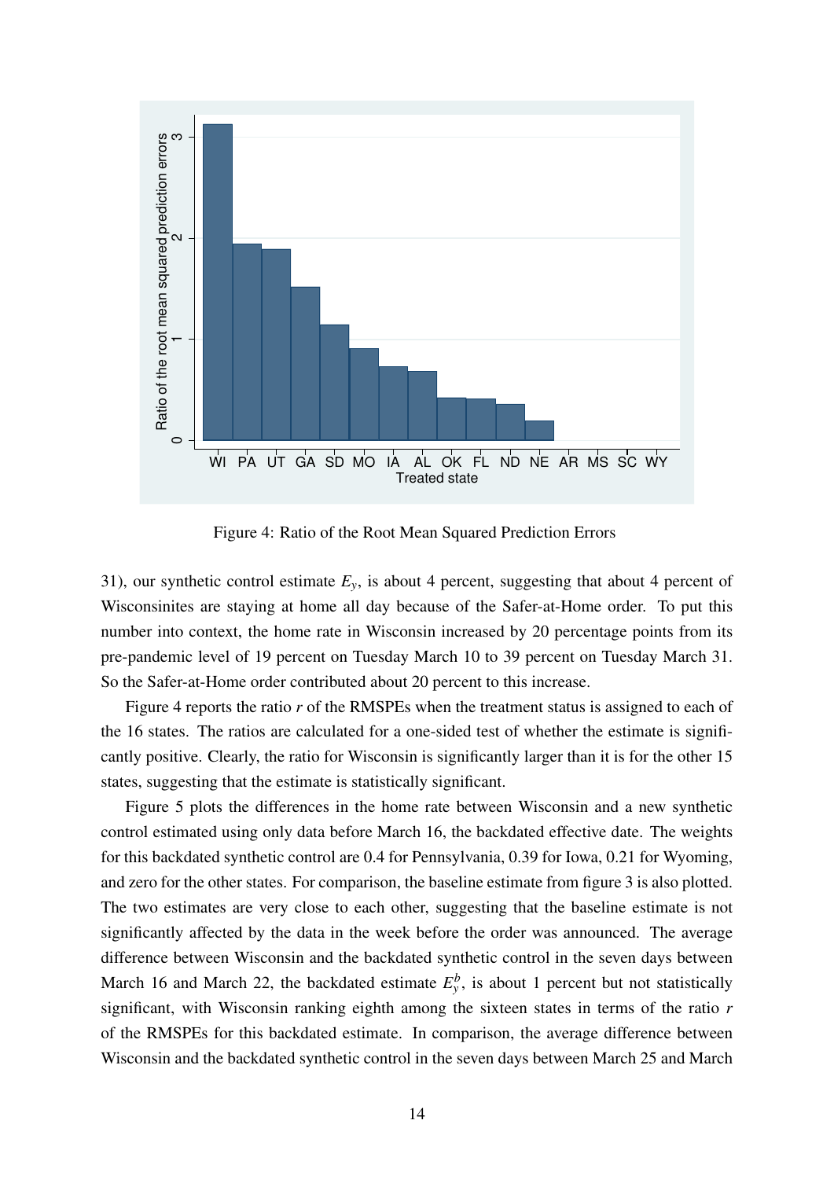Figure 4: Ratio of the Root Mean Squared Prediction Errors

31), our synthetic control estimate $E_y$, is about 4 percent, suggesting that about 4 percent of Wisconsinites are staying at home all day because of the Safer-at-Home order. To put this number into context, the home rate in Wisconsin increased by 20 percentage points from its pre-pandemic level of 19 percent on Tuesday March 10 to 39 percent on Tuesday March 31. So the Safer-at-Home order contributed about 20 percent to this increase.

Figure 4 reports the ratio $r$ of the RMSPEs when the treatment status is assigned to each of the 16 states. The ratios are calculated for a one-sided test of whether the estimate is significantly positive. Clearly, the ratio for Wisconsin is significantly larger than it is for the other 15 states, suggesting that the estimate is statistically significant.

Figure 5 plots the differences in the home rate between Wisconsin and a new synthetic control estimated using only data before March 16, the backdated effective date. The weights for this backdated synthetic control are 0.4 for Pennsylvania, 0.39 for Iowa, 0.21 for Wyoming, and zero for the other states. For comparison, the baseline estimate from figure 3 is also plotted. The two estimates are very close to each other, suggesting that the baseline estimate is not significantly affected by the data in the week before the order was announced. The average difference between Wisconsin and the backdated synthetic control in the seven days between March 16 and March 22, the backdated estimate $E_y^b$, is about 1 percent but not statistically significant, with Wisconsin ranking eighth among the sixteen states in terms of the ratio $r$ of the RMSPEs for this backdated estimate. In comparison, the average difference between Wisconsin and the backdated synthetic control in the seven days between March 25 and March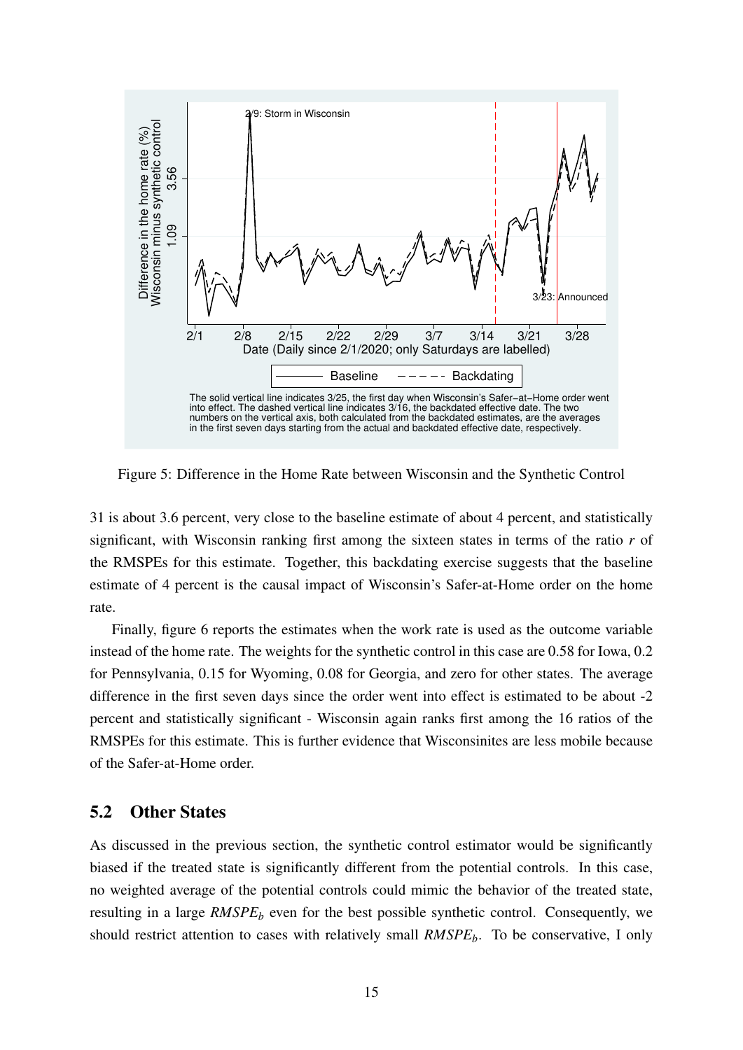Figure 5: Difference in the Home Rate between Wisconsin and the Synthetic Control

31 is about 3.6 percent, very close to the baseline estimate of about 4 percent, and statistically significant, with Wisconsin ranking first among the sixteen states in terms of the ratio *r* of the RMSPEs for this estimate. Together, this backdating exercise suggests that the baseline estimate of 4 percent is the causal impact of Wisconsin's Safer-at-Home order on the home rate.

Finally, figure 6 reports the estimates when the work rate is used as the outcome variable instead of the home rate. The weights for the synthetic control in this case are 0.58 for Iowa, 0.2 for Pennsylvania, 0.15 for Wyoming, 0.08 for Georgia, and zero for other states. The average difference in the first seven days since the order went into effect is estimated to be about -2 percent and statistically significant - Wisconsin again ranks first among the 16 ratios of the RMSPEs for this estimate. This is further evidence that Wisconsinites are less mobile because of the Safer-at-Home order.

## 5.2 Other States

As discussed in the previous section, the synthetic control estimator would be significantly biased if the treated state is significantly different from the potential controls. In this case, no weighted average of the potential controls could mimic the behavior of the treated state, resulting in a large $RMSPE_b$ even for the best possible synthetic control. Consequently, we should restrict attention to cases with relatively small $RMSPE_b$. To be conservative, I only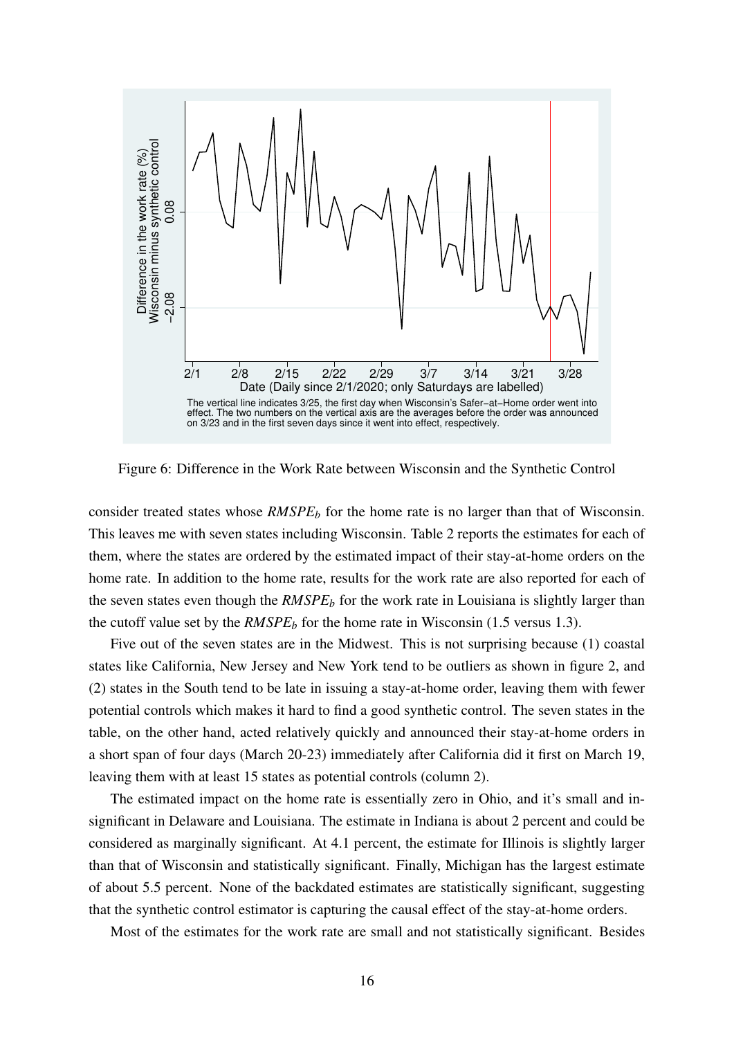Figure 6: Difference in the Work Rate between Wisconsin and the Synthetic Control

consider treated states whose $RMSPE_b$ for the home rate is no larger than that of Wisconsin. This leaves me with seven states including Wisconsin. Table 2 reports the estimates for each of them, where the states are ordered by the estimated impact of their stay-at-home orders on the home rate. In addition to the home rate, results for the work rate are also reported for each of the seven states even though the $RMSPE_b$ for the work rate in Louisiana is slightly larger than the cutoff value set by the $RMSPE_b$ for the home rate in Wisconsin (1.5 versus 1.3).

Five out of the seven states are in the Midwest. This is not surprising because (1) coastal states like California, New Jersey and New York tend to be outliers as shown in figure 2, and (2) states in the South tend to be late in issuing a stay-at-home order, leaving them with fewer potential controls which makes it hard to find a good synthetic control. The seven states in the table, on the other hand, acted relatively quickly and announced their stay-at-home orders in a short span of four days (March 20-23) immediately after California did it first on March 19, leaving them with at least 15 states as potential controls (column 2).

The estimated impact on the home rate is essentially zero in Ohio, and it's small and insignificant in Delaware and Louisiana. The estimate in Indiana is about 2 percent and could be considered as marginally significant. At 4.1 percent, the estimate for Illinois is slightly larger than that of Wisconsin and statistically significant. Finally, Michigan has the largest estimate of about 5.5 percent. None of the backdated estimates are statistically significant, suggesting that the synthetic control estimator is capturing the causal effect of the stay-at-home orders.

Most of the estimates for the work rate are small and not statistically significant. Besides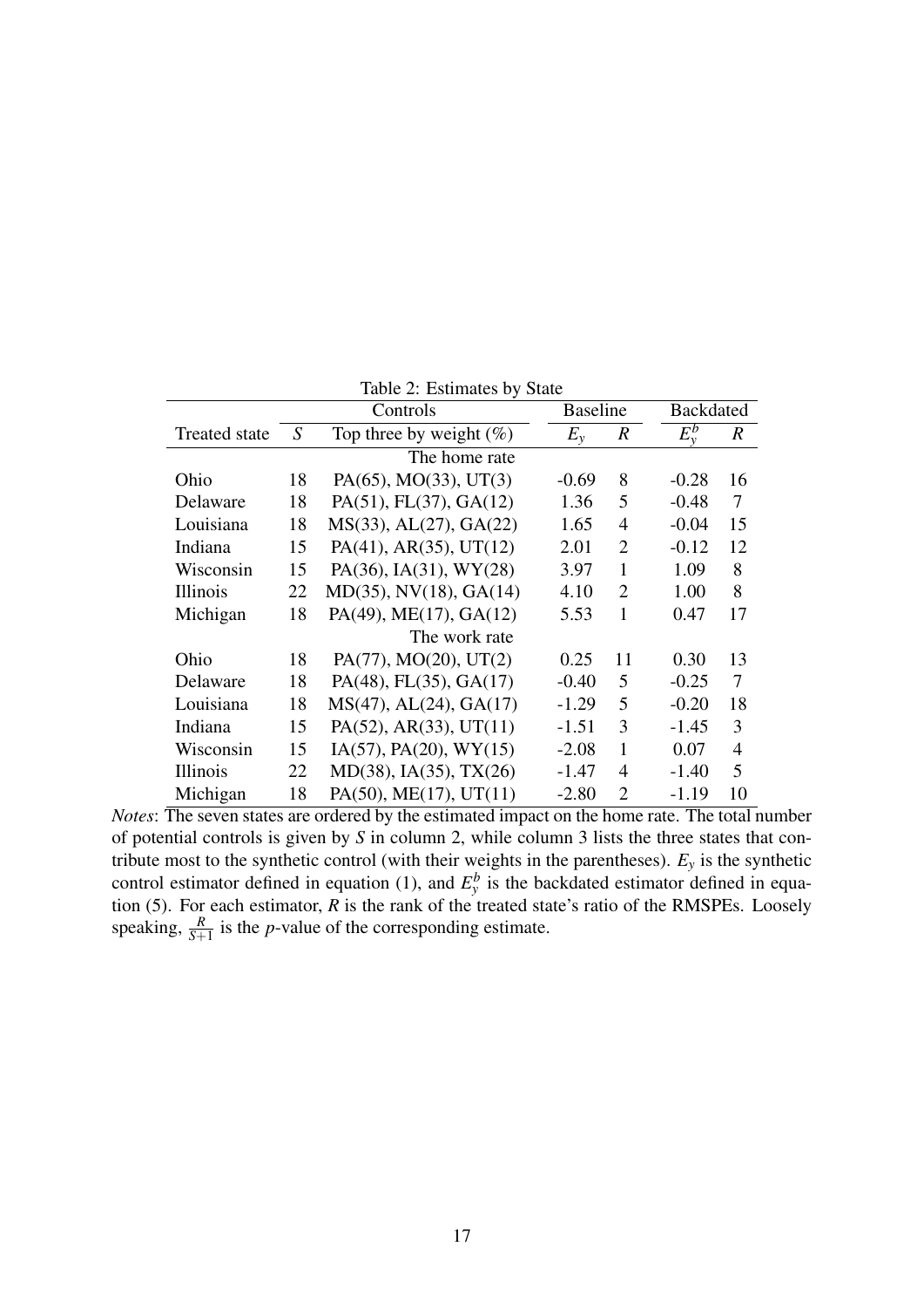Table 2: Estimates by State

| | Controls | | Baseline | | Backdated | |
|---|---|---|---|---|---|---|
| Treated state | $S$ | Top three by weight (%) | $E_y$ | $R$ | $E_y^b$ | $R$ |
| | | The home rate | | | | |
| Ohio | 18 | PA(65), MO(33), UT(3) | -0.69 | 8 | -0.28 | 16 |
| Delaware | 18 | PA(51), FL(37), GA(12) | 1.36 | 5 | -0.48 | 7 |
| Louisiana | 18 | MS(33), AL(27), GA(22) | 1.65 | 4 | -0.04 | 15 |
| Indiana | 15 | PA(41), AR(35), UT(12) | 2.01 | 2 | -0.12 | 12 |
| Wisconsin | 15 | PA(36), IA(31), WY(28) | 3.97 | 1 | 1.09 | 8 |
| Illinois | 22 | MD(35), NV(18), GA(14) | 4.10 | 2 | 1.00 | 8 |
| Michigan | 18 | PA(49), ME(17), GA(12) | 5.53 | 1 | 0.47 | 17 |
| | | The work rate | | | | |
| Ohio | 18 | PA(77), MO(20), UT(2) | 0.25 | 11 | 0.30 | 13 |
| Delaware | 18 | PA(48), FL(35), GA(17) | -0.40 | 5 | -0.25 | 7 |
| Louisiana | 18 | MS(47), AL(24), GA(17) | -1.29 | 5 | -0.20 | 18 |
| Indiana | 15 | PA(52), AR(33), UT(11) | -1.51 | 3 | -1.45 | 3 |
| Wisconsin | 15 | IA(57), PA(20), WY(15) | -2.08 | 1 | 0.07 | 4 |
| Illinois | 22 | MD(38), IA(35), TX(26) | -1.47 | 4 | -1.40 | 5 |
| Michigan | 18 | PA(50), ME(17), UT(11) | -2.80 | 2 | -1.19 | 10 |

*Notes*: The seven states are ordered by the estimated impact on the home rate. The total number of potential controls is given by $S$ in column 2, while column 3 lists the three states that contribute most to the synthetic control (with their weights in the parentheses). $E_y$ is the synthetic control estimator defined in equation (1), and $E_y^b$ is the backdated estimator defined in equation (5). For each estimator, $R$ is the rank of the treated state's ratio of the RMSPEs. Loosely speaking, $\frac{R}{S+1}$ is the $p$-value of the corresponding estimate.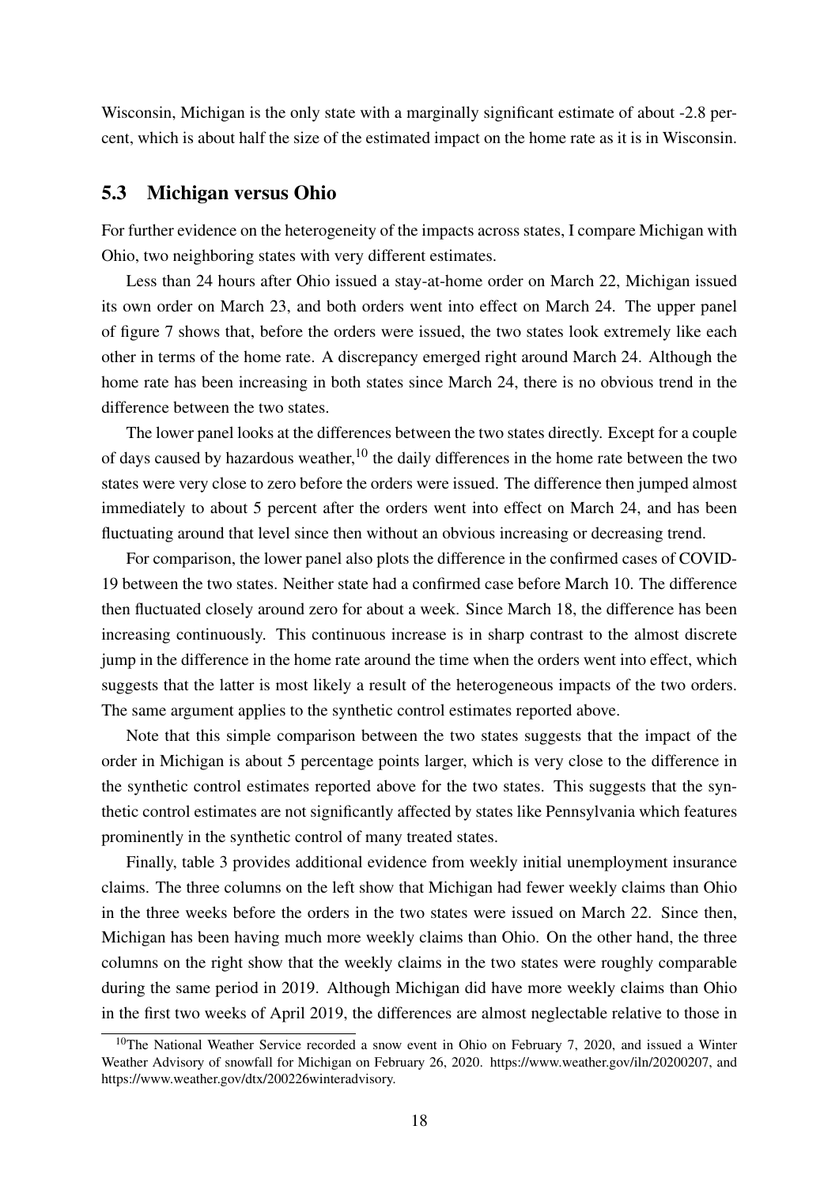Wisconsin, Michigan is the only state with a marginally significant estimate of about -2.8 percent, which is about half the size of the estimated impact on the home rate as it is in Wisconsin.

## 5.3 Michigan versus Ohio

For further evidence on the heterogeneity of the impacts across states, I compare Michigan with Ohio, two neighboring states with very different estimates.

Less than 24 hours after Ohio issued a stay-at-home order on March 22, Michigan issued its own order on March 23, and both orders went into effect on March 24. The upper panel of figure 7 shows that, before the orders were issued, the two states look extremely like each other in terms of the home rate. A discrepancy emerged right around March 24. Although the home rate has been increasing in both states since March 24, there is no obvious trend in the difference between the two states.

The lower panel looks at the differences between the two states directly. Except for a couple of days caused by hazardous weather,[10] the daily differences in the home rate between the two states were very close to zero before the orders were issued. The difference then jumped almost immediately to about 5 percent after the orders went into effect on March 24, and has been fluctuating around that level since then without an obvious increasing or decreasing trend.

For comparison, the lower panel also plots the difference in the confirmed cases of COVID-19 between the two states. Neither state had a confirmed case before March 10. The difference then fluctuated closely around zero for about a week. Since March 18, the difference has been increasing continuously. This continuous increase is in sharp contrast to the almost discrete jump in the difference in the home rate around the time when the orders went into effect, which suggests that the latter is most likely a result of the heterogeneous impacts of the two orders. The same argument applies to the synthetic control estimates reported above.

Note that this simple comparison between the two states suggests that the impact of the order in Michigan is about 5 percentage points larger, which is very close to the difference in the synthetic control estimates reported above for the two states. This suggests that the synthetic control estimates are not significantly affected by states like Pennsylvania which features prominently in the synthetic control of many treated states.

Finally, table 3 provides additional evidence from weekly initial unemployment insurance claims. The three columns on the left show that Michigan had fewer weekly claims than Ohio in the three weeks before the orders in the two states were issued on March 22. Since then, Michigan has been having much more weekly claims than Ohio. On the other hand, the three columns on the right show that the weekly claims in the two states were roughly comparable during the same period in 2019. Although Michigan did have more weekly claims than Ohio in the first two weeks of April 2019, the differences are almost neglectable relative to those in

[10]The National Weather Service recorded a snow event in Ohio on February 7, 2020, and issued a Winter Weather Advisory of snowfall for Michigan on February 26, 2020. https://www.weather.gov/iln/20200207, and https://www.weather.gov/dtx/200226winteradvisory.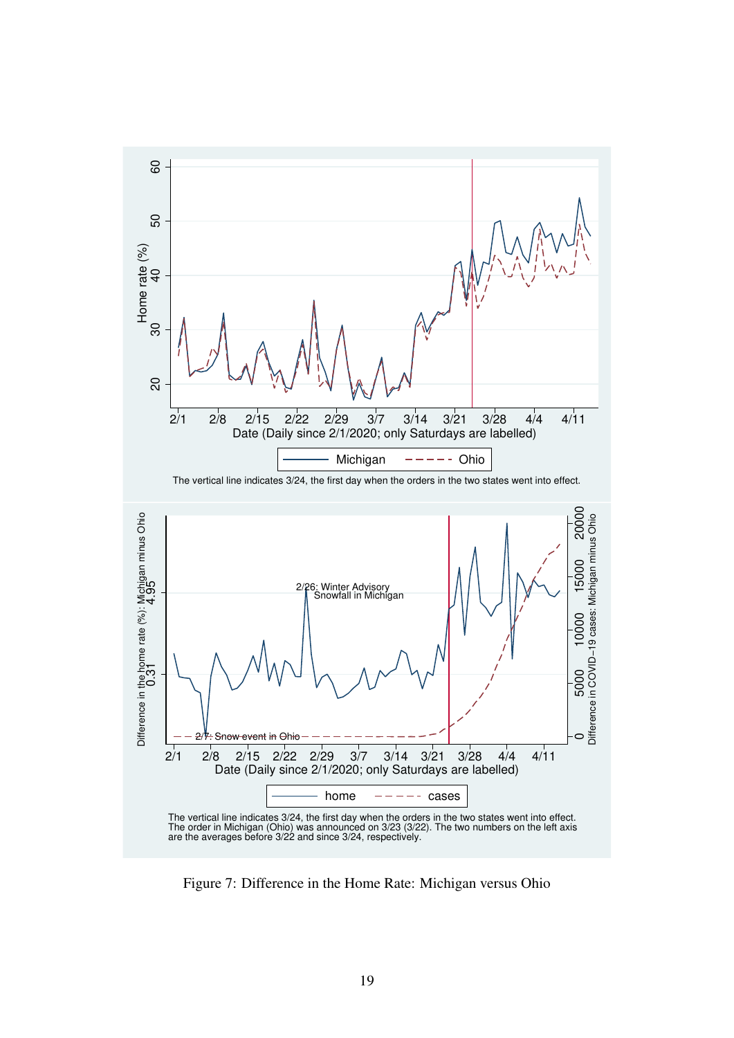Figure 7: Difference in the Home Rate: Michigan versus Ohio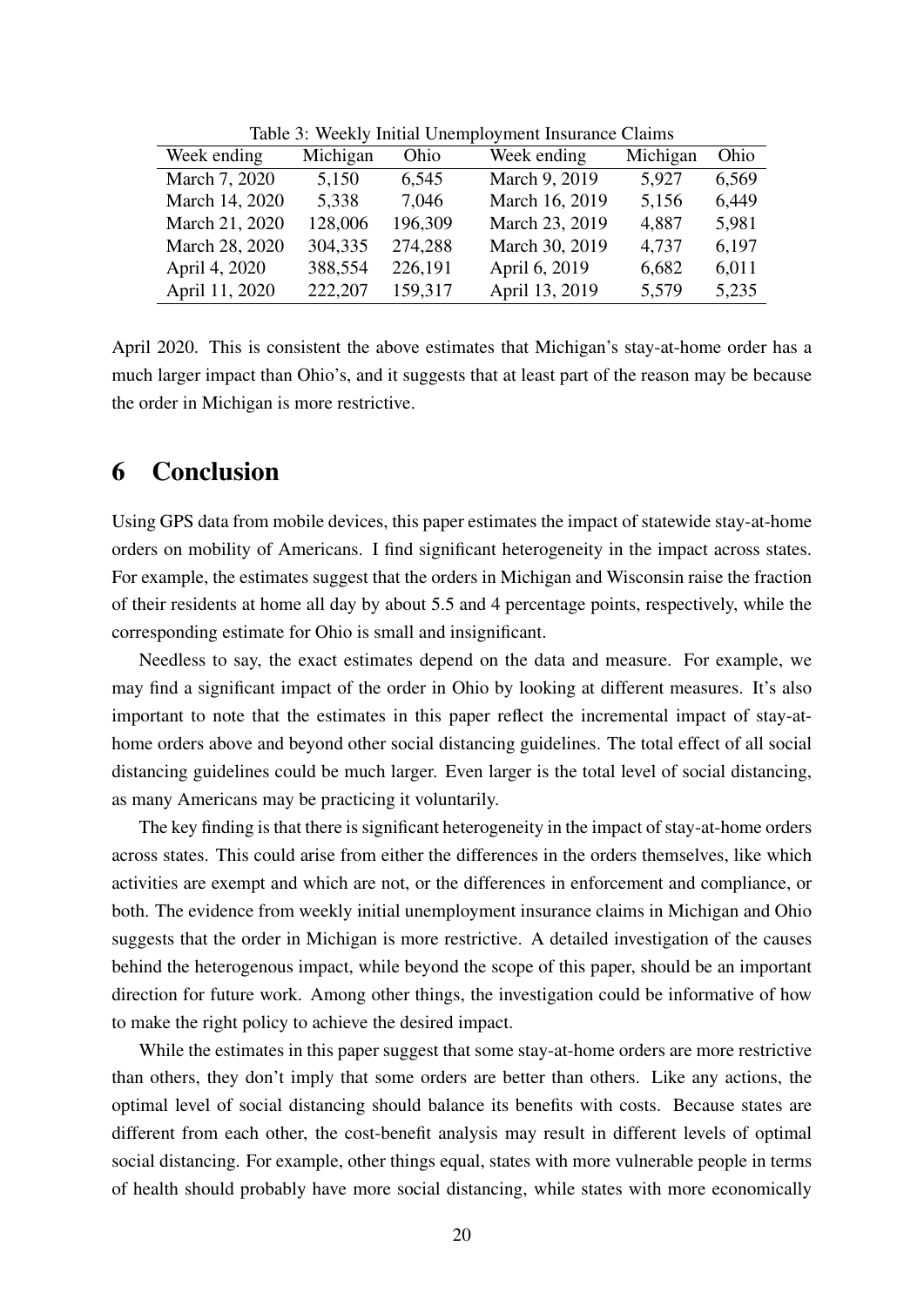Table 3: Weekly Initial Unemployment Insurance Claims

| Week ending | Michigan | Ohio | Week ending | Michigan | Ohio |
|---|---|---|---|---|---|
| March 7, 2020 | 5,150 | 6,545 | March 9, 2019 | 5,927 | 6,569 |
| March 14, 2020 | 5,338 | 7,046 | March 16, 2019 | 5,156 | 6,449 |
| March 21, 2020 | 128,006 | 196,309 | March 23, 2019 | 4,887 | 5,981 |
| March 28, 2020 | 304,335 | 274,288 | March 30, 2019 | 4,737 | 6,197 |
| April 4, 2020 | 388,554 | 226,191 | April 6, 2019 | 6,682 | 6,011 |
| April 11, 2020 | 222,207 | 159,317 | April 13, 2019 | 5,579 | 5,235 |

April 2020. This is consistent the above estimates that Michigan's stay-at-home order has a much larger impact than Ohio's, and it suggests that at least part of the reason may be because the order in Michigan is more restrictive.

# 6 Conclusion

Using GPS data from mobile devices, this paper estimates the impact of statewide stay-at-home orders on mobility of Americans. I find significant heterogeneity in the impact across states. For example, the estimates suggest that the orders in Michigan and Wisconsin raise the fraction of their residents at home all day by about 5.5 and 4 percentage points, respectively, while the corresponding estimate for Ohio is small and insignificant.

Needless to say, the exact estimates depend on the data and measure. For example, we may find a significant impact of the order in Ohio by looking at different measures. It's also important to note that the estimates in this paper reflect the incremental impact of stay-at-home orders above and beyond other social distancing guidelines. The total effect of all social distancing guidelines could be much larger. Even larger is the total level of social distancing, as many Americans may be practicing it voluntarily.

The key finding is that there is significant heterogeneity in the impact of stay-at-home orders across states. This could arise from either the differences in the orders themselves, like which activities are exempt and which are not, or the differences in enforcement and compliance, or both. The evidence from weekly initial unemployment insurance claims in Michigan and Ohio suggests that the order in Michigan is more restrictive. A detailed investigation of the causes behind the heterogenous impact, while beyond the scope of this paper, should be an important direction for future work. Among other things, the investigation could be informative of how to make the right policy to achieve the desired impact.

While the estimates in this paper suggest that some stay-at-home orders are more restrictive than others, they don't imply that some orders are better than others. Like any actions, the optimal level of social distancing should balance its benefits with costs. Because states are different from each other, the cost-benefit analysis may result in different levels of optimal social distancing. For example, other things equal, states with more vulnerable people in terms of health should probably have more social distancing, while states with more economically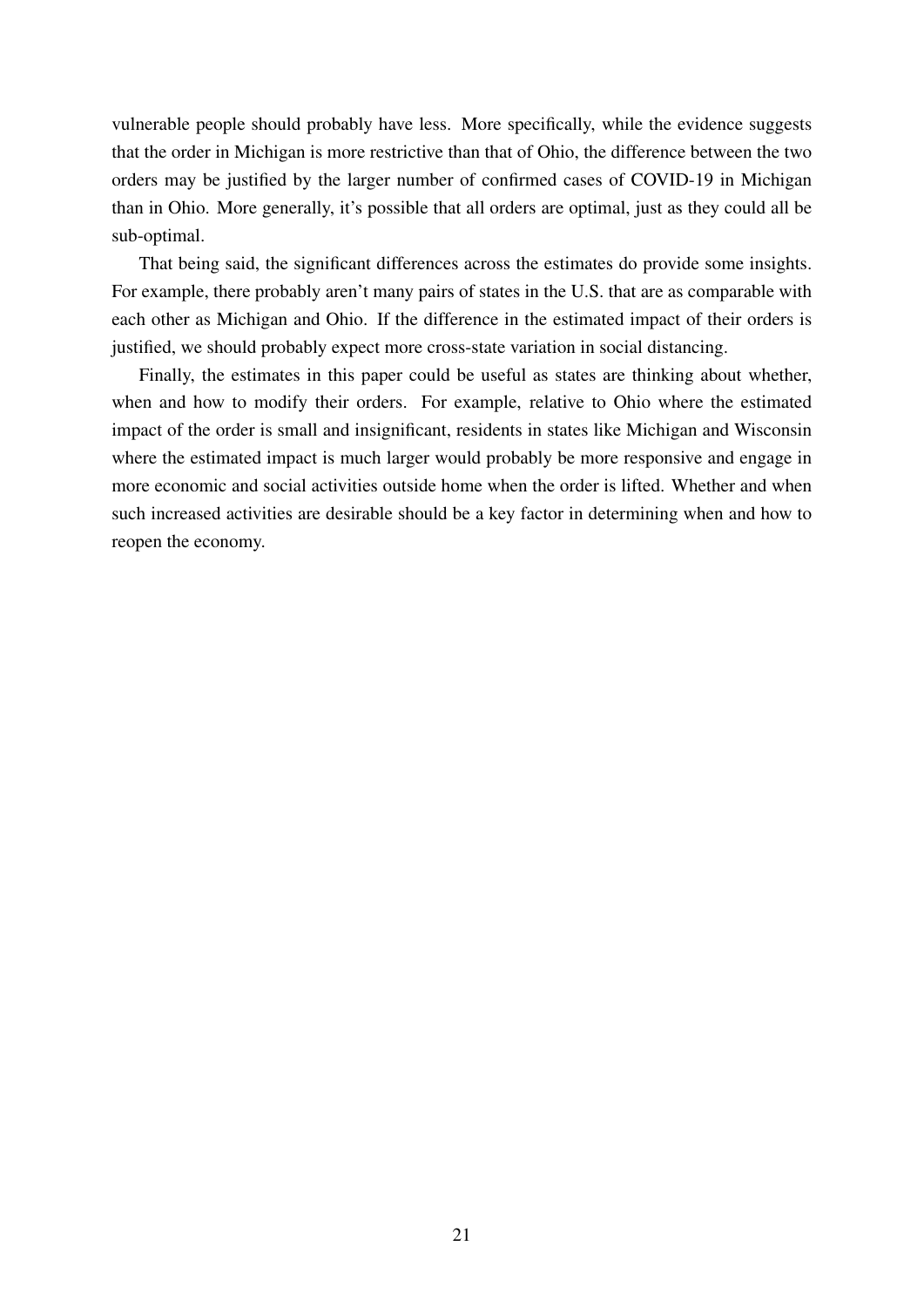vulnerable people should probably have less. More specifically, while the evidence suggests that the order in Michigan is more restrictive than that of Ohio, the difference between the two orders may be justified by the larger number of confirmed cases of COVID-19 in Michigan than in Ohio. More generally, it's possible that all orders are optimal, just as they could all be sub-optimal.

That being said, the significant differences across the estimates do provide some insights. For example, there probably aren't many pairs of states in the U.S. that are as comparable with each other as Michigan and Ohio. If the difference in the estimated impact of their orders is justified, we should probably expect more cross-state variation in social distancing.

Finally, the estimates in this paper could be useful as states are thinking about whether, when and how to modify their orders. For example, relative to Ohio where the estimated impact of the order is small and insignificant, residents in states like Michigan and Wisconsin where the estimated impact is much larger would probably be more responsive and engage in more economic and social activities outside home when the order is lifted. Whether and when such increased activities are desirable should be a key factor in determining when and how to reopen the economy.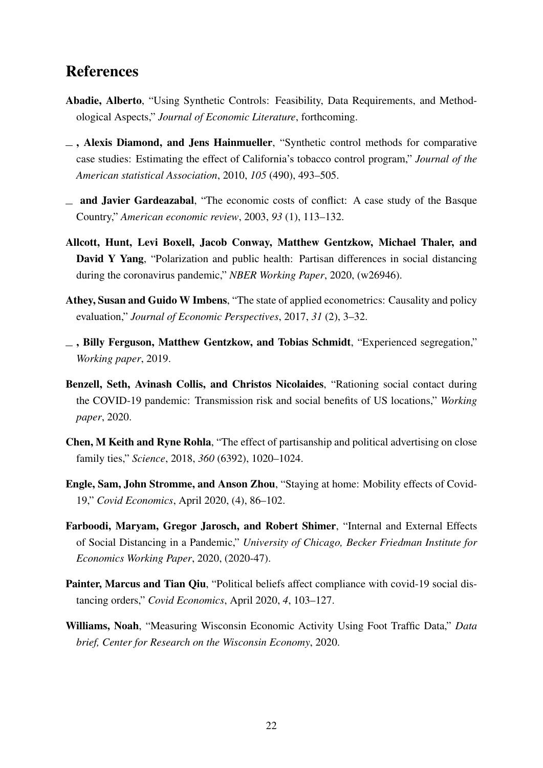## References

**Abadie, Alberto**, "Using Synthetic Controls: Feasibility, Data Requirements, and Methodological Aspects," *Journal of Economic Literature*, forthcoming.

**\_ , Alexis Diamond, and Jens Hainmueller**, "Synthetic control methods for comparative case studies: Estimating the effect of California's tobacco control program," *Journal of the American statistical Association*, 2010, *105* (490), 493–505.

**\_ and Javier Gardeazabal**, "The economic costs of conflict: A case study of the Basque Country," *American economic review*, 2003, *93* (1), 113–132.

**Allcott, Hunt, Levi Boxell, Jacob Conway, Matthew Gentzkow, Michael Thaler, and David Y Yang**, "Polarization and public health: Partisan differences in social distancing during the coronavirus pandemic," *NBER Working Paper*, 2020, (w26946).

**Athey, Susan and Guido W Imbens**, "The state of applied econometrics: Causality and policy evaluation," *Journal of Economic Perspectives*, 2017, *31* (2), 3–32.

**\_ , Billy Ferguson, Matthew Gentzkow, and Tobias Schmidt**, "Experienced segregation," *Working paper*, 2019.

**Benzell, Seth, Avinash Collis, and Christos Nicolaides**, "Rationing social contact during the COVID-19 pandemic: Transmission risk and social benefits of US locations," *Working paper*, 2020.

**Chen, M Keith and Ryne Rohla**, "The effect of partisanship and political advertising on close family ties," *Science*, 2018, *360* (6392), 1020–1024.

**Engle, Sam, John Stromme, and Anson Zhou**, "Staying at home: Mobility effects of Covid-19," *Covid Economics*, April 2020, (4), 86–102.

**Farboodi, Maryam, Gregor Jarosch, and Robert Shimer**, "Internal and External Effects of Social Distancing in a Pandemic," *University of Chicago, Becker Friedman Institute for Economics Working Paper*, 2020, (2020-47).

**Painter, Marcus and Tian Qiu**, "Political beliefs affect compliance with covid-19 social distancing orders," *Covid Economics*, April 2020, *4*, 103–127.

**Williams, Noah**, "Measuring Wisconsin Economic Activity Using Foot Traffic Data," *Data brief, Center for Research on the Wisconsin Economy*, 2020.